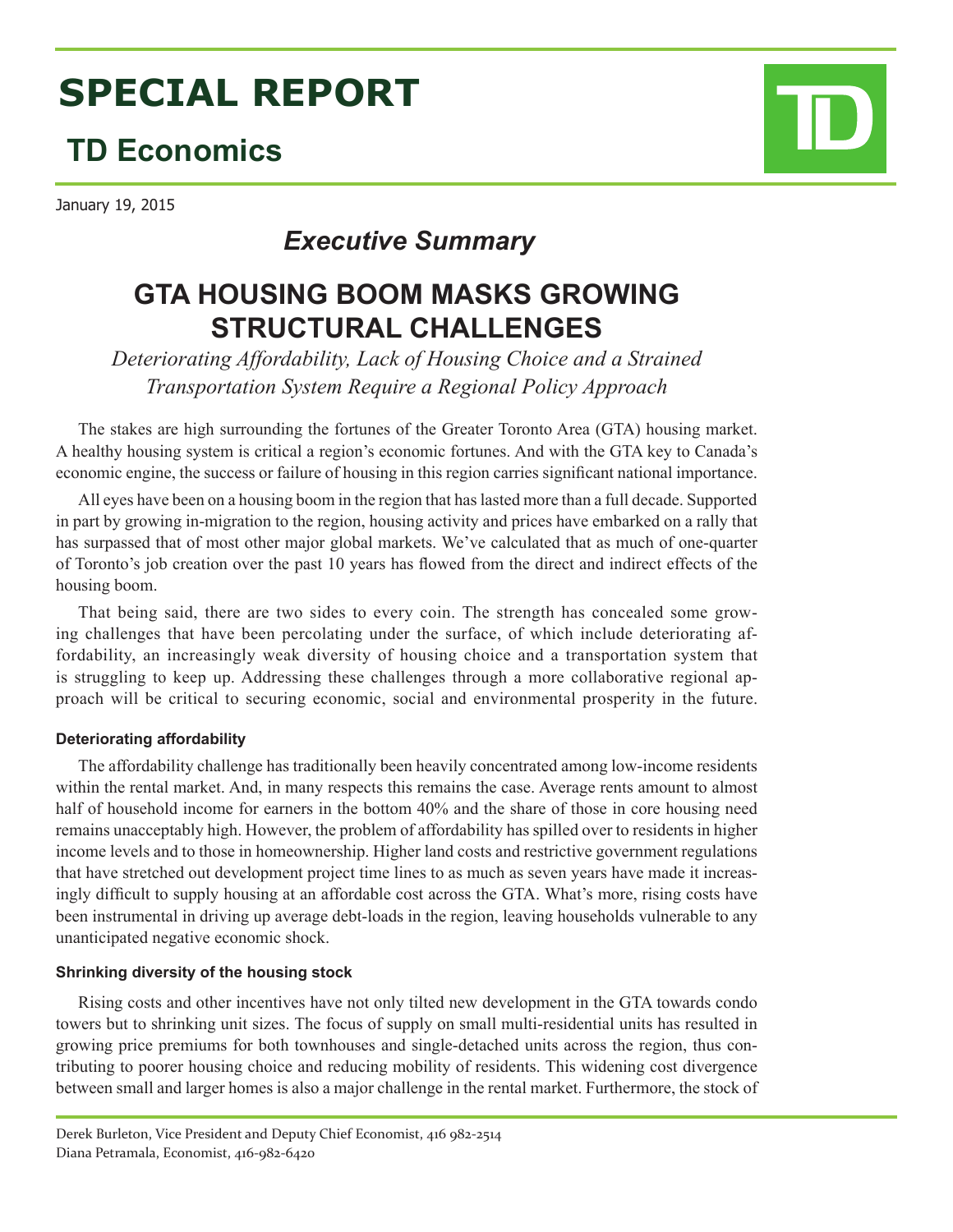# SPECIAL REPORT

## TD Economics

January 19, 2015

### *Executive Summary*

# GTA HOUSING BOOM MASKS GROWING STRUCTURAL CHALLENGES

*Deteriorating Affordability, Lack of Housing Choice and a Strained Transportation System Require a Regional Policy Approach*

The stakes are high surrounding the fortunes of the Greater Toronto Area (GTA) housing market. A healthy housing system is critical a region's economic fortunes. And with the GTA key to Canada's economic engine, the success or failure of housing in this region carries significant national importance.

All eyes have been on a housing boom in the region that has lasted more than a full decade. Supported in part by growing in-migration to the region, housing activity and prices have embarked on a rally that has surpassed that of most other major global markets. We've calculated that as much of one-quarter of Toronto's job creation over the past 10 years has flowed from the direct and indirect effects of the housing boom.

That being said, there are two sides to every coin. The strength has concealed some growing challenges that have been percolating under the surface, of which include deteriorating affordability, an increasingly weak diversity of housing choice and a transportation system that is struggling to keep up. Addressing these challenges through a more collaborative regional approach will be critical to securing economic, social and environmental prosperity in the future.

#### Deteriorating affordability

The affordability challenge has traditionally been heavily concentrated among low-income residents within the rental market. And, in many respects this remains the case. Average rents amount to almost half of household income for earners in the bottom 40% and the share of those in core housing need remains unacceptably high. However, the problem of affordability has spilled over to residents in higher income levels and to those in homeownership. Higher land costs and restrictive government regulations that have stretched out development project time lines to as much as seven years have made it increasingly difficult to supply housing at an affordable cost across the GTA. What's more, rising costs have been instrumental in driving up average debt-loads in the region, leaving households vulnerable to any unanticipated negative economic shock.

#### Shrinking diversity of the housing stock

Rising costs and other incentives have not only tilted new development in the GTA towards condo towers but to shrinking unit sizes. The focus of supply on small multi-residential units has resulted in growing price premiums for both townhouses and single-detached units across the region, thus contributing to poorer housing choice and reducing mobility of residents. This widening cost divergence between small and larger homes is also a major challenge in the rental market. Furthermore, the stock of

Derek Burleton, Vice President and Deputy Chief Economist, 416 982-2514
Diana Petramala, Economist, 416-982-6420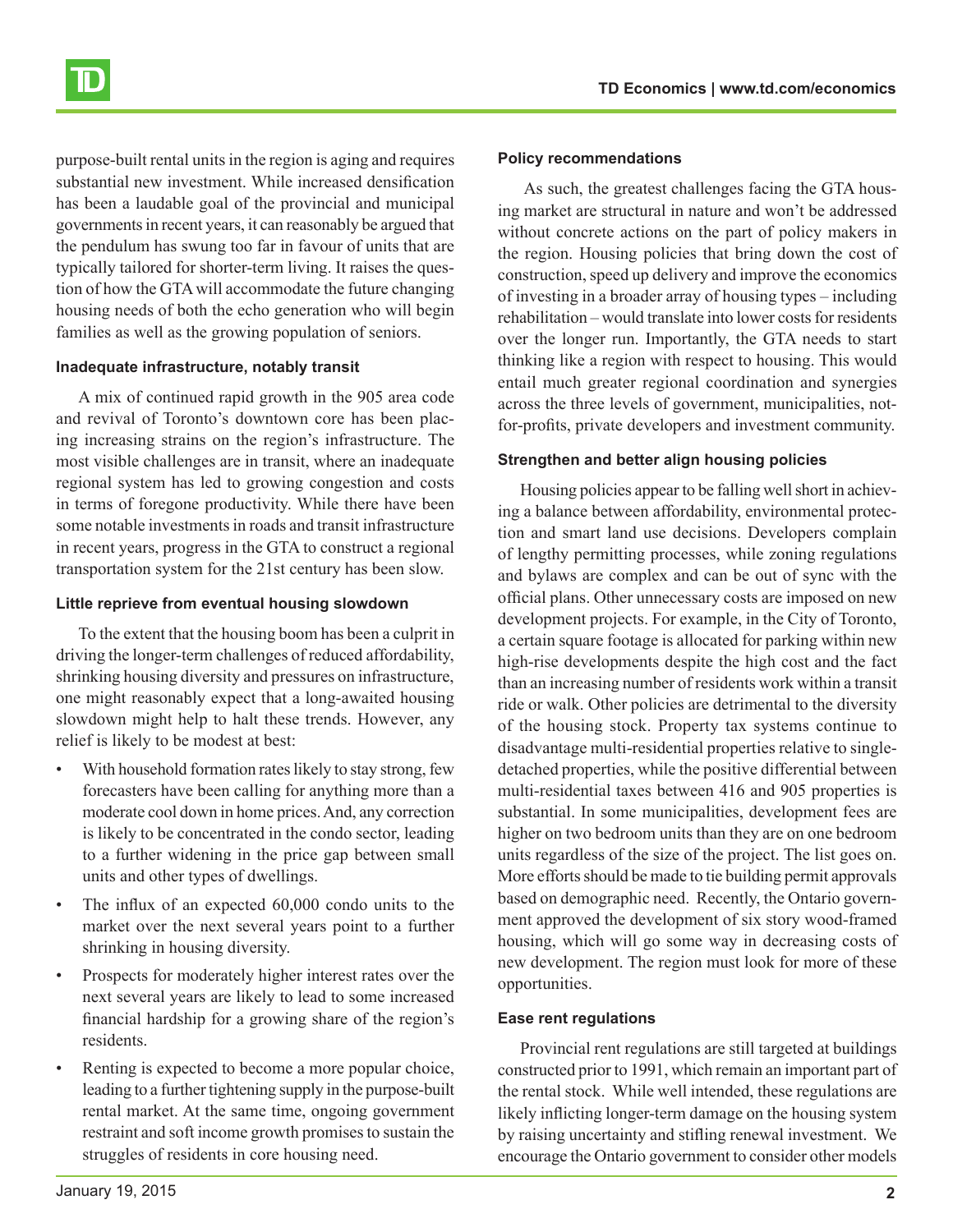purpose-built rental units in the region is aging and requires substantial new investment. While increased densification has been a laudable goal of the provincial and municipal governments in recent years, it can reasonably be argued that the pendulum has swung too far in favour of units that are typically tailored for shorter-term living. It raises the question of how the GTA will accommodate the future changing housing needs of both the echo generation who will begin families as well as the growing population of seniors.

#### Inadequate infrastructure, notably transit

A mix of continued rapid growth in the 905 area code and revival of Toronto's downtown core has been placing increasing strains on the region's infrastructure. The most visible challenges are in transit, where an inadequate regional system has led to growing congestion and costs in terms of foregone productivity. While there have been some notable investments in roads and transit infrastructure in recent years, progress in the GTA to construct a regional transportation system for the 21st century has been slow.

#### Little reprieve from eventual housing slowdown

To the extent that the housing boom has been a culprit in driving the longer-term challenges of reduced affordability, shrinking housing diversity and pressures on infrastructure, one might reasonably expect that a long-awaited housing slowdown might help to halt these trends. However, any relief is likely to be modest at best:

- With household formation rates likely to stay strong, few forecasters have been calling for anything more than a moderate cool down in home prices. And, any correction is likely to be concentrated in the condo sector, leading to a further widening in the price gap between small units and other types of dwellings.
- The influx of an expected 60,000 condo units to the market over the next several years point to a further shrinking in housing diversity.
- Prospects for moderately higher interest rates over the next several years are likely to lead to some increased financial hardship for a growing share of the region's residents.
- Renting is expected to become a more popular choice, leading to a further tightening supply in the purpose-built rental market. At the same time, ongoing government restraint and soft income growth promises to sustain the struggles of residents in core housing need.

#### Policy recommendations

As such, the greatest challenges facing the GTA housing market are structural in nature and won't be addressed without concrete actions on the part of policy makers in the region. Housing policies that bring down the cost of construction, speed up delivery and improve the economics of investing in a broader array of housing types – including rehabilitation – would translate into lower costs for residents over the longer run. Importantly, the GTA needs to start thinking like a region with respect to housing. This would entail much greater regional coordination and synergies across the three levels of government, municipalities, not-for-profits, private developers and investment community.

#### Strengthen and better align housing policies

Housing policies appear to be falling well short in achieving a balance between affordability, environmental protection and smart land use decisions. Developers complain of lengthy permitting processes, while zoning regulations and bylaws are complex and can be out of sync with the official plans. Other unnecessary costs are imposed on new development projects. For example, in the City of Toronto, a certain square footage is allocated for parking within new high-rise developments despite the high cost and the fact than an increasing number of residents work within a transit ride or walk. Other policies are detrimental to the diversity of the housing stock. Property tax systems continue to disadvantage multi-residential properties relative to single-detached properties, while the positive differential between multi-residential taxes between 416 and 905 properties is substantial. In some municipalities, development fees are higher on two bedroom units than they are on one bedroom units regardless of the size of the project. The list goes on. More efforts should be made to tie building permit approvals based on demographic need. Recently, the Ontario government approved the development of six story wood-framed housing, which will go some way in decreasing costs of new development. The region must look for more of these opportunities.

#### Ease rent regulations

Provincial rent regulations are still targeted at buildings constructed prior to 1991, which remain an important part of the rental stock. While well intended, these regulations are likely inflicting longer-term damage on the housing system by raising uncertainty and stifling renewal investment. We encourage the Ontario government to consider other models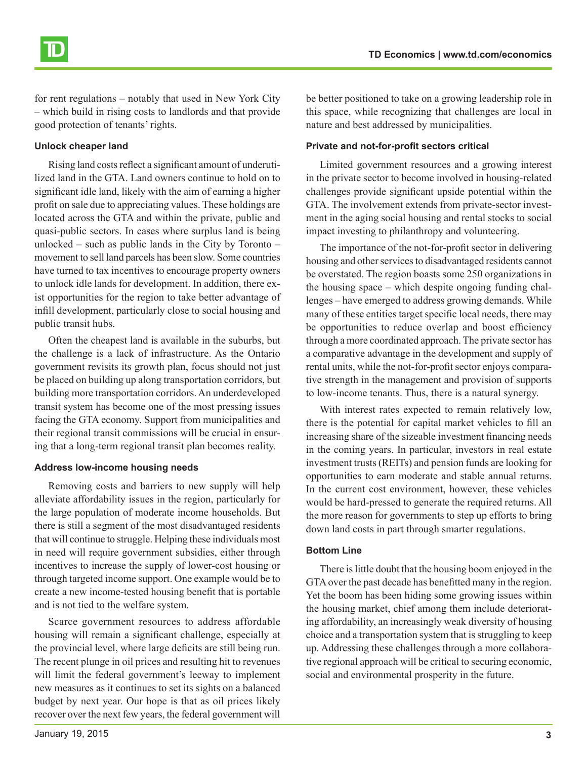for rent regulations – notably that used in New York City – which build in rising costs to landlords and that provide good protection of tenants' rights.

#### Unlock cheaper land

Rising land costs reflect a significant amount of underutilized land in the GTA. Land owners continue to hold on to significant idle land, likely with the aim of earning a higher profit on sale due to appreciating values. These holdings are located across the GTA and within the private, public and quasi-public sectors. In cases where surplus land is being unlocked – such as public lands in the City by Toronto – movement to sell land parcels has been slow. Some countries have turned to tax incentives to encourage property owners to unlock idle lands for development. In addition, there exist opportunities for the region to take better advantage of infill development, particularly close to social housing and public transit hubs.

Often the cheapest land is available in the suburbs, but the challenge is a lack of infrastructure. As the Ontario government revisits its growth plan, focus should not just be placed on building up along transportation corridors, but building more transportation corridors. An underdeveloped transit system has become one of the most pressing issues facing the GTA economy. Support from municipalities and their regional transit commissions will be crucial in ensuring that a long-term regional transit plan becomes reality.

#### Address low-income housing needs

Removing costs and barriers to new supply will help alleviate affordability issues in the region, particularly for the large population of moderate income households. But there is still a segment of the most disadvantaged residents that will continue to struggle. Helping these individuals most in need will require government subsidies, either through incentives to increase the supply of lower-cost housing or through targeted income support. One example would be to create a new income-tested housing benefit that is portable and is not tied to the welfare system.

Scarce government resources to address affordable housing will remain a significant challenge, especially at the provincial level, where large deficits are still being run. The recent plunge in oil prices and resulting hit to revenues will limit the federal government's leeway to implement new measures as it continues to set its sights on a balanced budget by next year. Our hope is that as oil prices likely recover over the next few years, the federal government will be better positioned to take on a growing leadership role in this space, while recognizing that challenges are local in nature and best addressed by municipalities.

#### Private and not-for-profit sectors critical

Limited government resources and a growing interest in the private sector to become involved in housing-related challenges provide significant upside potential within the GTA. The involvement extends from private-sector investment in the aging social housing and rental stocks to social impact investing to philanthropy and volunteering.

The importance of the not-for-profit sector in delivering housing and other services to disadvantaged residents cannot be overstated. The region boasts some 250 organizations in the housing space – which despite ongoing funding challenges – have emerged to address growing demands. While many of these entities target specific local needs, there may be opportunities to reduce overlap and boost efficiency through a more coordinated approach. The private sector has a comparative advantage in the development and supply of rental units, while the not-for-profit sector enjoys comparative strength in the management and provision of supports to low-income tenants. Thus, there is a natural synergy.

With interest rates expected to remain relatively low, there is the potential for capital market vehicles to fill an increasing share of the sizeable investment financing needs in the coming years. In particular, investors in real estate investment trusts (REITs) and pension funds are looking for opportunities to earn moderate and stable annual returns. In the current cost environment, however, these vehicles would be hard-pressed to generate the required returns. All the more reason for governments to step up efforts to bring down land costs in part through smarter regulations.

#### Bottom Line

There is little doubt that the housing boom enjoyed in the GTA over the past decade has benefitted many in the region. Yet the boom has been hiding some growing issues within the housing market, chief among them include deteriorating affordability, an increasingly weak diversity of housing choice and a transportation system that is struggling to keep up. Addressing these challenges through a more collaborative regional approach will be critical to securing economic, social and environmental prosperity in the future.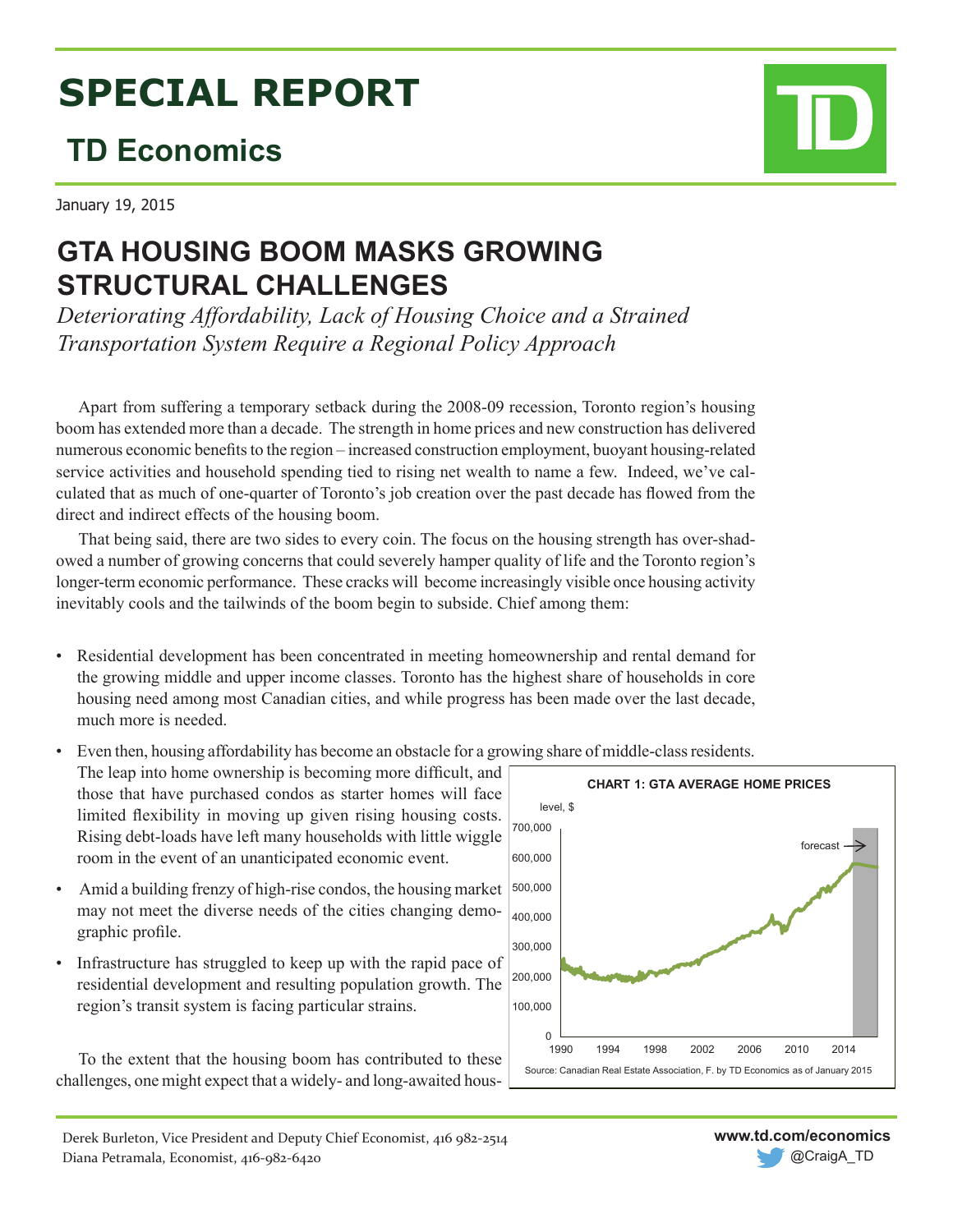# SPECIAL REPORT

## TD Economics

January 19, 2015

# GTA HOUSING BOOM MASKS GROWING STRUCTURAL CHALLENGES

*Deteriorating Affordability, Lack of Housing Choice and a Strained Transportation System Require a Regional Policy Approach*

Apart from suffering a temporary setback during the 2008-09 recession, Toronto region's housing boom has extended more than a decade. The strength in home prices and new construction has delivered numerous economic benefits to the region – increased construction employment, buoyant housing-related service activities and household spending tied to rising net wealth to name a few. Indeed, we've calculated that as much of one-quarter of Toronto's job creation over the past decade has flowed from the direct and indirect effects of the housing boom.

That being said, there are two sides to every coin. The focus on the housing strength has over-shadowed a number of growing concerns that could severely hamper quality of life and the Toronto region's longer-term economic performance. These cracks will become increasingly visible once housing activity inevitably cools and the tailwinds of the boom begin to subside. Chief among them:

- Residential development has been concentrated in meeting homeownership and rental demand for the growing middle and upper income classes. Toronto has the highest share of households in core housing need among most Canadian cities, and while progress has been made over the last decade, much more is needed.
- Even then, housing affordability has become an obstacle for a growing share of middle-class residents. The leap into home ownership is becoming more difficult, and those that have purchased condos as starter homes will face limited flexibility in moving up given rising housing costs. Rising debt-loads have left many households with little wiggle room in the event of an unanticipated economic event.
- Amid a building frenzy of high-rise condos, the housing market may not meet the diverse needs of the cities changing demographic profile.
- Infrastructure has struggled to keep up with the rapid pace of residential development and resulting population growth. The region's transit system is facing particular strains.

**CHART 1: GTA AVERAGE HOME PRICES**

Source: Canadian Real Estate Association, F. by TD Economics as of January 2015

To the extent that the housing boom has contributed to these challenges, one might expect that a widely- and long-awaited hous-

Derek Burleton, Vice President and Deputy Chief Economist, 416 982-2514
Diana Petramala, Economist, 416-982-6420

www.td.com/economics
@CraigA_TD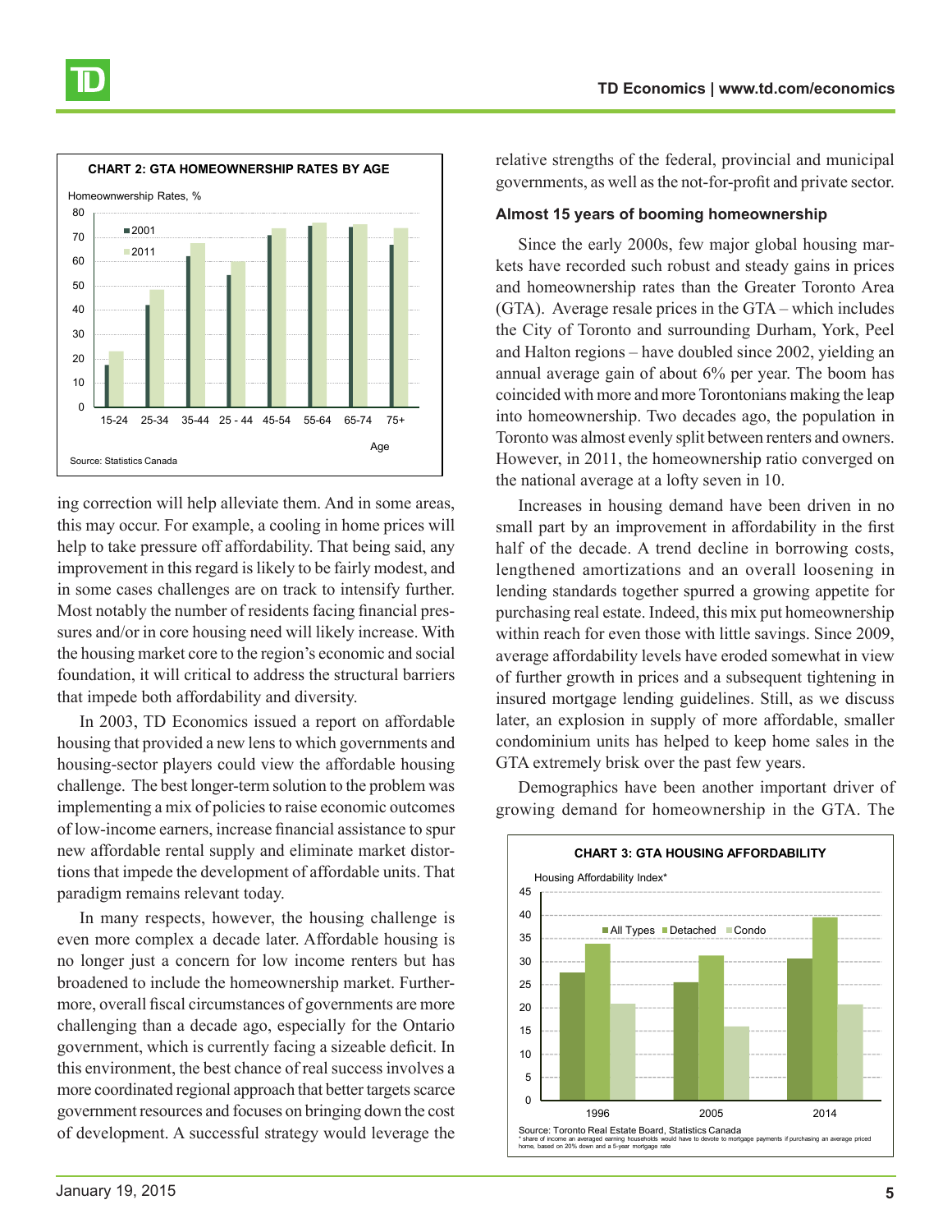**CHART 2: GTA HOMEOWNERSHIP RATES BY AGE**

Homeownwership Rates, %

Source: Statistics Canada

ing correction will help alleviate them. And in some areas, this may occur. For example, a cooling in home prices will help to take pressure off affordability. That being said, any improvement in this regard is likely to be fairly modest, and in some cases challenges are on track to intensify further. Most notably the number of residents facing financial pressures and/or in core housing need will likely increase. With the housing market core to the region's economic and social foundation, it will critical to address the structural barriers that impede both affordability and diversity.

In 2003, TD Economics issued a report on affordable housing that provided a new lens to which governments and housing-sector players could view the affordable housing challenge. The best longer-term solution to the problem was implementing a mix of policies to raise economic outcomes of low-income earners, increase financial assistance to spur new affordable rental supply and eliminate market distortions that impede the development of affordable units. That paradigm remains relevant today.

In many respects, however, the housing challenge is even more complex a decade later. Affordable housing is no longer just a concern for low income renters but has broadened to include the homeownership market. Furthermore, overall fiscal circumstances of governments are more challenging than a decade ago, especially for the Ontario government, which is currently facing a sizeable deficit. In this environment, the best chance of real success involves a more coordinated regional approach that better targets scarce government resources and focuses on bringing down the cost of development. A successful strategy would leverage the relative strengths of the federal, provincial and municipal governments, as well as the not-for-profit and private sector.

### Almost 15 years of booming homeownership

Since the early 2000s, few major global housing markets have recorded such robust and steady gains in prices and homeownership rates than the Greater Toronto Area (GTA). Average resale prices in the GTA – which includes the City of Toronto and surrounding Durham, York, Peel and Halton regions – have doubled since 2002, yielding an annual average gain of about 6% per year. The boom has coincided with more and more Torontonians making the leap into homeownership. Two decades ago, the population in Toronto was almost evenly split between renters and owners. However, in 2011, the homeownership ratio converged on the national average at a lofty seven in 10.

Increases in housing demand have been driven in no small part by an improvement in affordability in the first half of the decade. A trend decline in borrowing costs, lengthened amortizations and an overall loosening in lending standards together spurred a growing appetite for purchasing real estate. Indeed, this mix put homeownership within reach for even those with little savings. Since 2009, average affordability levels have eroded somewhat in view of further growth in prices and a subsequent tightening in insured mortgage lending guidelines. Still, as we discuss later, an explosion in supply of more affordable, smaller condominium units has helped to keep home sales in the GTA extremely brisk over the past few years.

Demographics have been another important driver of growing demand for homeownership in the GTA. The

**CHART 3: GTA HOUSING AFFORDABILITY**

Housing Affordability Index*

Source: Toronto Real Estate Board, Statistics Canada
\* share of income an averaged earning households would have to devote to mortgage payments if purchasing an average priced home, based on 20% down and a 5-year mortgage rate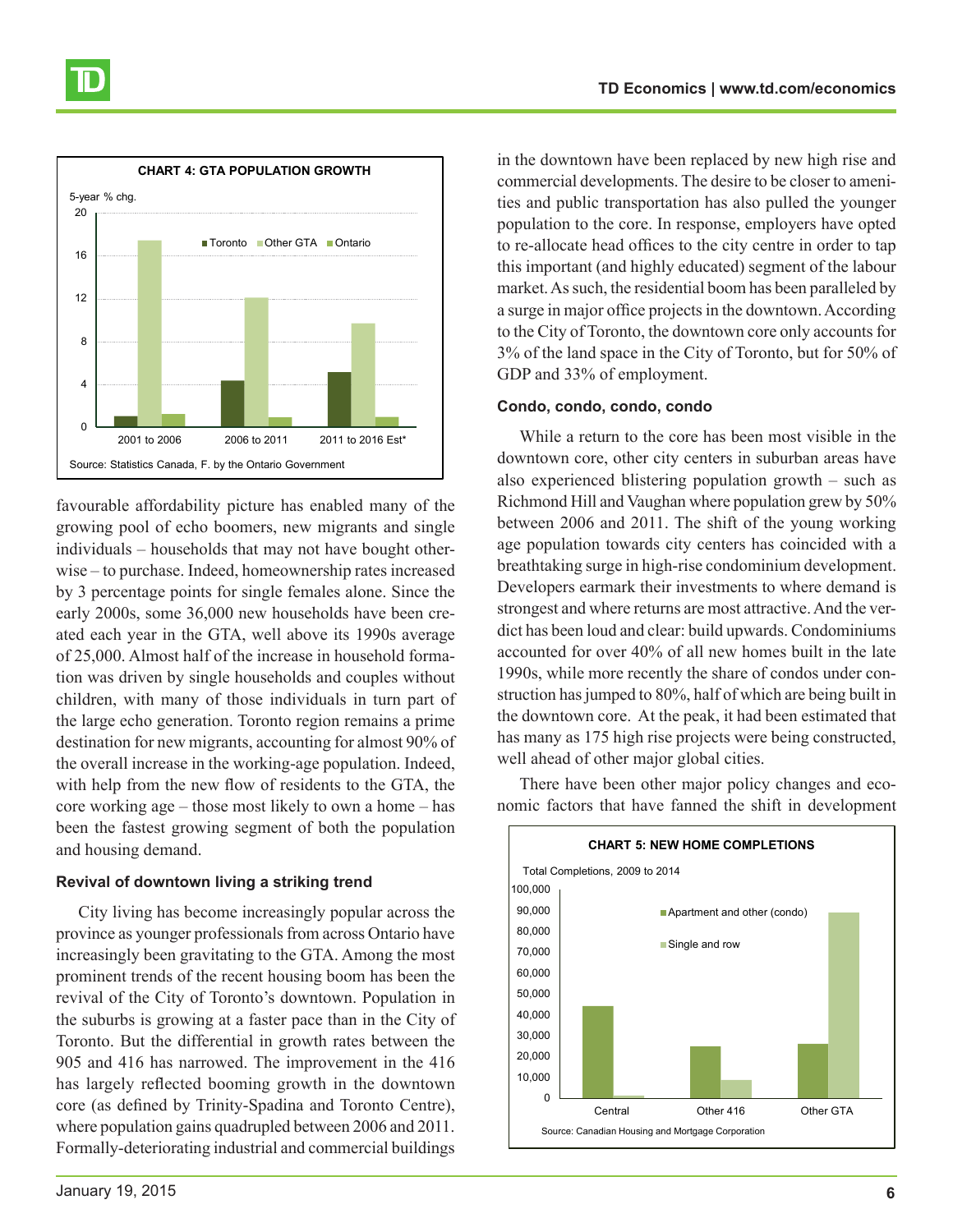**CHART 4: GTA POPULATION GROWTH**

5-year % chg.

Toronto / Other GTA / Ontario

2001 to 2006 | 2006 to 2011 | 2011 to 2016 Est*

Source: Statistics Canada, F. by the Ontario Government

favourable affordability picture has enabled many of the growing pool of echo boomers, new migrants and single individuals – households that may not have bought otherwise – to purchase. Indeed, homeownership rates increased by 3 percentage points for single females alone. Since the early 2000s, some 36,000 new households have been created each year in the GTA, well above its 1990s average of 25,000. Almost half of the increase in household formation was driven by single households and couples without children, with many of those individuals in turn part of the large echo generation. Toronto region remains a prime destination for new migrants, accounting for almost 90% of the overall increase in the working-age population. Indeed, with help from the new flow of residents to the GTA, the core working age – those most likely to own a home – has been the fastest growing segment of both the population and housing demand.

### Revival of downtown living a striking trend

City living has become increasingly popular across the province as younger professionals from across Ontario have increasingly been gravitating to the GTA. Among the most prominent trends of the recent housing boom has been the revival of the City of Toronto's downtown. Population in the suburbs is growing at a faster pace than in the City of Toronto. But the differential in growth rates between the 905 and 416 has narrowed. The improvement in the 416 has largely reflected booming growth in the downtown core (as defined by Trinity-Spadina and Toronto Centre), where population gains quadrupled between 2006 and 2011. Formally-deteriorating industrial and commercial buildings in the downtown have been replaced by new high rise and commercial developments. The desire to be closer to amenities and public transportation has also pulled the younger population to the core. In response, employers have opted to re-allocate head offices to the city centre in order to tap this important (and highly educated) segment of the labour market. As such, the residential boom has been paralleled by a surge in major office projects in the downtown. According to the City of Toronto, the downtown core only accounts for 3% of the land space in the City of Toronto, but for 50% of GDP and 33% of employment.

### Condo, condo, condo, condo

While a return to the core has been most visible in the downtown core, other city centers in suburban areas have also experienced blistering population growth – such as Richmond Hill and Vaughan where population grew by 50% between 2006 and 2011. The shift of the young working age population towards city centers has coincided with a breathtaking surge in high-rise condominium development. Developers earmark their investments to where demand is strongest and where returns are most attractive. And the verdict has been loud and clear: build upwards. Condominiums accounted for over 40% of all new homes built in the late 1990s, while more recently the share of condos under construction has jumped to 80%, half of which are being built in the downtown core. At the peak, it had been estimated that has many as 175 high rise projects were being constructed, well ahead of other major global cities.

There have been other major policy changes and economic factors that have fanned the shift in development

**CHART 5: NEW HOME COMPLETIONS**

Total Completions, 2009 to 2014

Apartment and other (condo) / Single and row

Central | Other 416 | Other GTA

Source: Canadian Housing and Mortgage Corporation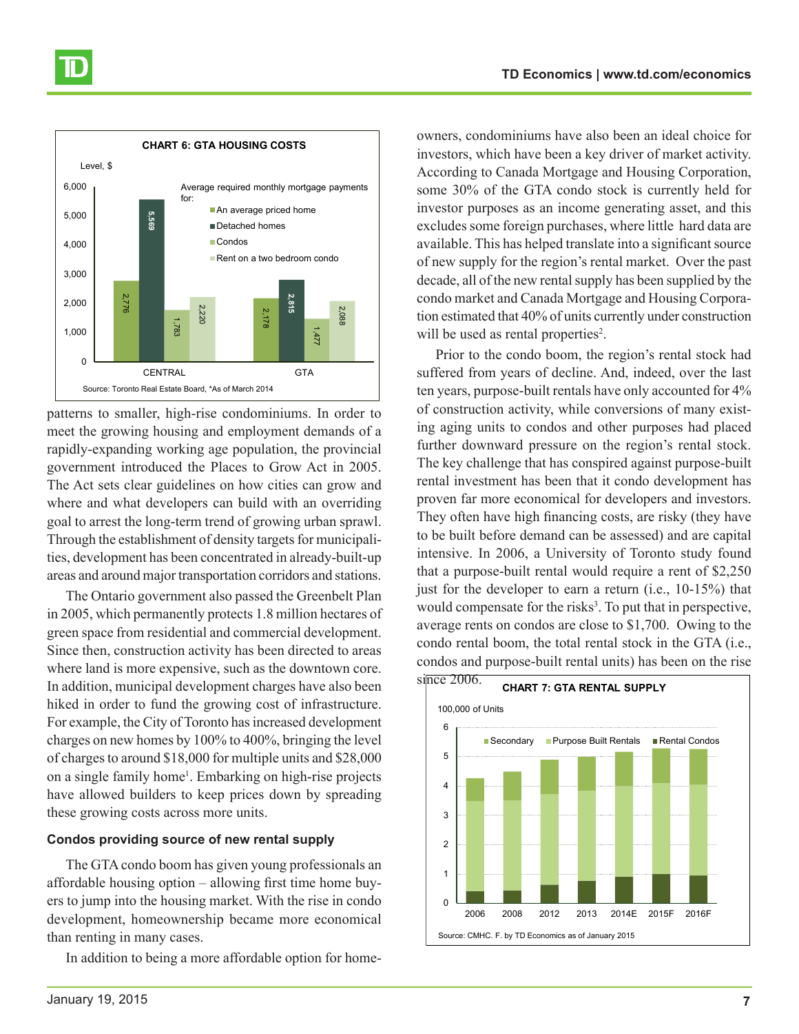**CHART 6: GTA HOUSING COSTS**

Level, $

Average required monthly mortgage payments for:

| | An average priced home | Detached homes | Condos | Rent on a two bedroom condo |
|---|---|---|---|---|
| CENTRAL | 2,776 | 5,569 | 1,783 | 2,220 |
| GTA | 2,178 | 2,815 | 1,477 | 2,088 |

Source: Toronto Real Estate Board, *As of March 2014

patterns to smaller, high-rise condominiums. In order to meet the growing housing and employment demands of a rapidly-expanding working age population, the provincial government introduced the Places to Grow Act in 2005. The Act sets clear guidelines on how cities can grow and where and what developers can build with an overriding goal to arrest the long-term trend of growing urban sprawl. Through the establishment of density targets for municipalities, development has been concentrated in already-built-up areas and around major transportation corridors and stations.

The Ontario government also passed the Greenbelt Plan in 2005, which permanently protects 1.8 million hectares of green space from residential and commercial development. Since then, construction activity has been directed to areas where land is more expensive, such as the downtown core. In addition, municipal development charges have also been hiked in order to fund the growing cost of infrastructure. For example, the City of Toronto has increased development charges on new homes by 100% to 400%, bringing the level of charges to around $18,000 for multiple units and $28,000 on a single family home[1]. Embarking on high-rise projects have allowed builders to keep prices down by spreading these growing costs across more units.

### Condos providing source of new rental supply

The GTA condo boom has given young professionals an affordable housing option – allowing first time home buyers to jump into the housing market. With the rise in condo development, homeownership became more economical than renting in many cases.

In addition to being a more affordable option for homeowners, condominiums have also been an ideal choice for investors, which have been a key driver of market activity. According to Canada Mortgage and Housing Corporation, some 30% of the GTA condo stock is currently held for investor purposes as an income generating asset, and this excludes some foreign purchases, where little hard data are available. This has helped translate into a significant source of new supply for the region's rental market. Over the past decade, all of the new rental supply has been supplied by the condo market and Canada Mortgage and Housing Corporation estimated that 40% of units currently under construction will be used as rental properties[2].

Prior to the condo boom, the region's rental stock had suffered from years of decline. And, indeed, over the last ten years, purpose-built rentals have only accounted for 4% of construction activity, while conversions of many existing aging units to condos and other purposes had placed further downward pressure on the region's rental stock. The key challenge that has conspired against purpose-built rental investment has been that it condo development has proven far more economical for developers and investors. They often have high financing costs, are risky (they have to be built before demand can be assessed) and are capital intensive. In 2006, a University of Toronto study found that a purpose-built rental would require a rent of $2,250 just for the developer to earn a return (i.e., 10-15%) that would compensate for the risks[3]. To put that in perspective, average rents on condos are close to $1,700. Owing to the condo rental boom, the total rental stock in the GTA (i.e., condos and purpose-built rentals) has been on the rise since 2006.

**CHART 7: GTA RENTAL SUPPLY**

100,000 of Units

Stacked bars (Secondary, Purpose Built Rentals, Rental Condos) for 2006, 2008, 2012, 2013, 2014E, 2015F, 2016F.

Source: CMHC. F. by TD Economics as of January 2015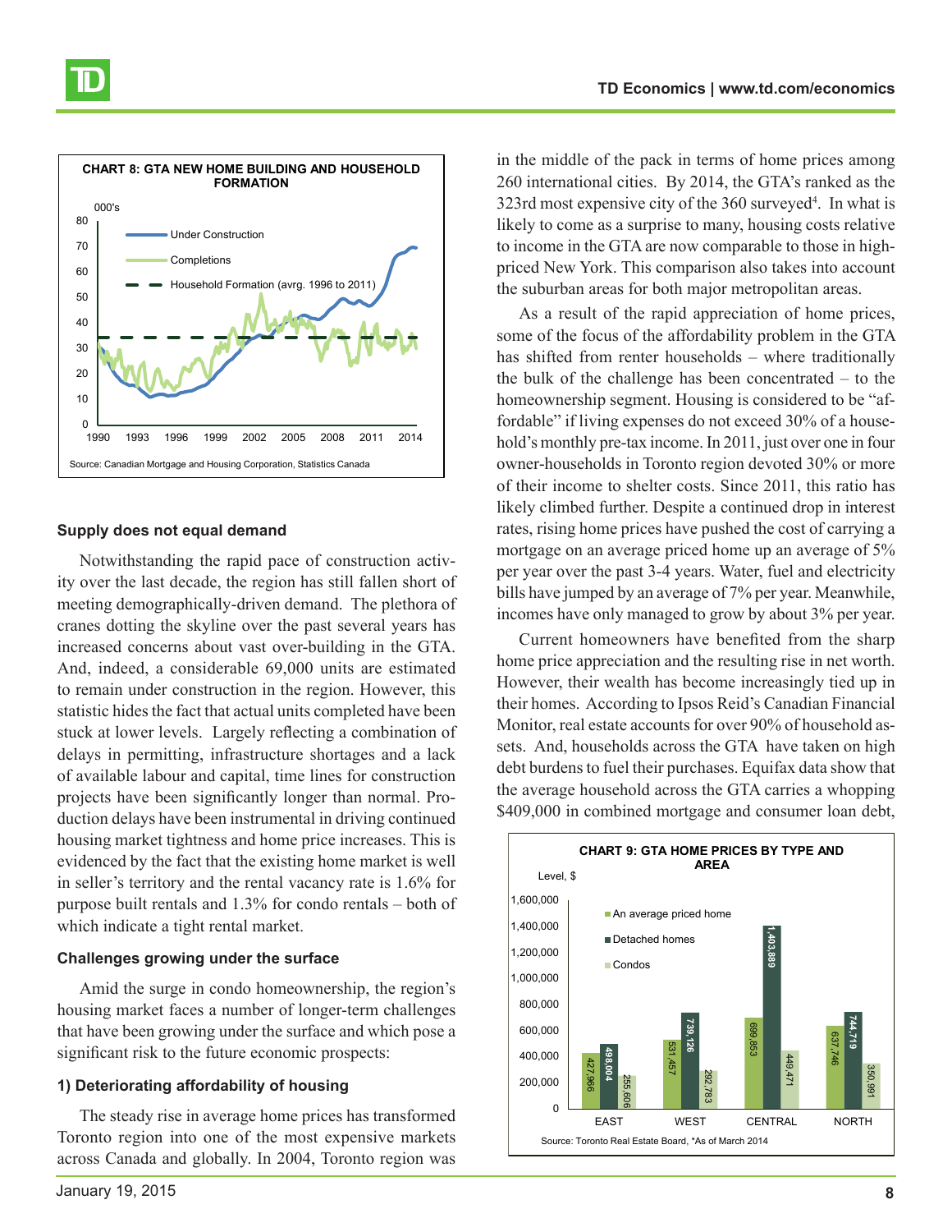**CHART 8: GTA NEW HOME BUILDING AND HOUSEHOLD FORMATION**

Source: Canadian Mortgage and Housing Corporation, Statistics Canada

## Supply does not equal demand

Notwithstanding the rapid pace of construction activity over the last decade, the region has still fallen short of meeting demographically-driven demand. The plethora of cranes dotting the skyline over the past several years has increased concerns about vast over-building in the GTA. And, indeed, a considerable 69,000 units are estimated to remain under construction in the region. However, this statistic hides the fact that actual units completed have been stuck at lower levels. Largely reflecting a combination of delays in permitting, infrastructure shortages and a lack of available labour and capital, time lines for construction projects have been significantly longer than normal. Production delays have been instrumental in driving continued housing market tightness and home price increases. This is evidenced by the fact that the existing home market is well in seller's territory and the rental vacancy rate is 1.6% for purpose built rentals and 1.3% for condo rentals – both of which indicate a tight rental market.

## Challenges growing under the surface

Amid the surge in condo homeownership, the region's housing market faces a number of longer-term challenges that have been growing under the surface and which pose a significant risk to the future economic prospects:

### 1) Deteriorating affordability of housing

The steady rise in average home prices has transformed Toronto region into one of the most expensive markets across Canada and globally. In 2004, Toronto region was in the middle of the pack in terms of home prices among 260 international cities. By 2014, the GTA's ranked as the 323rd most expensive city of the 360 surveyed[4]. In what is likely to come as a surprise to many, housing costs relative to income in the GTA are now comparable to those in high-priced New York. This comparison also takes into account the suburban areas for both major metropolitan areas.

As a result of the rapid appreciation of home prices, some of the focus of the affordability problem in the GTA has shifted from renter households – where traditionally the bulk of the challenge has been concentrated – to the homeownership segment. Housing is considered to be "affordable" if living expenses do not exceed 30% of a household's monthly pre-tax income. In 2011, just over one in four owner-households in Toronto region devoted 30% or more of their income to shelter costs. Since 2011, this ratio has likely climbed further. Despite a continued drop in interest rates, rising home prices have pushed the cost of carrying a mortgage on an average priced home up an average of 5% per year over the past 3-4 years. Water, fuel and electricity bills have jumped by an average of 7% per year. Meanwhile, incomes have only managed to grow by about 3% per year.

Current homeowners have benefited from the sharp home price appreciation and the resulting rise in net worth. However, their wealth has become increasingly tied up in their homes. According to Ipsos Reid's Canadian Financial Monitor, real estate accounts for over 90% of household assets. And, households across the GTA have taken on high debt burdens to fuel their purchases. Equifax data show that the average household across the GTA carries a whopping $409,000 in combined mortgage and consumer loan debt,

**CHART 9: GTA HOME PRICES BY TYPE AND AREA**

Level, $

| Area | An average priced home | Detached homes | Condos |
|---|---|---|---|
| EAST | 427,966 | 498,004 | 255,606 |
| WEST | 531,457 | 739,126 | 292,783 |
| CENTRAL | 699,853 | 1,403,889 | 449,471 |
| NORTH | 637,746 | 744,719 | 350,991 |

Source: Toronto Real Estate Board, *As of March 2014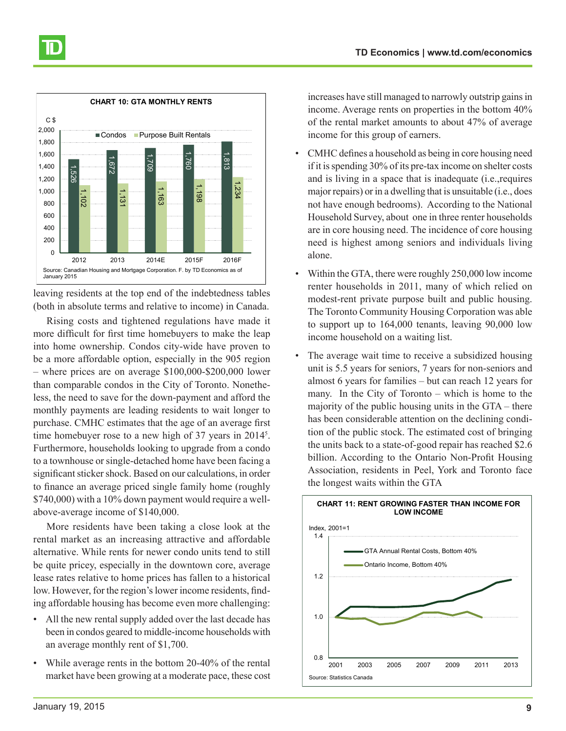**CHART 10: GTA MONTHLY RENTS**

| C $ | Condos | Purpose Built Rentals |
|---|---|---|
| 2012 | 1,526 | 1,102 |
| 2013 | 1,672 | 1,131 |
| 2014E | 1,709 | 1,163 |
| 2015F | 1,760 | 1,198 |
| 2016F | 1,813 | 1,234 |

Source: Canadian Housing and Mortgage Corporation. F. by TD Economics as of January 2015

leaving residents at the top end of the indebtedness tables (both in absolute terms and relative to income) in Canada.

Rising costs and tightened regulations have made it more difficult for first time homebuyers to make the leap into home ownership. Condos city-wide have proven to be a more affordable option, especially in the 905 region – where prices are on average $100,000-$200,000 lower than comparable condos in the City of Toronto. Nonetheless, the need to save for the down-payment and afford the monthly payments are leading residents to wait longer to purchase. CMHC estimates that the age of an average first time homebuyer rose to a new high of 37 years in 2014[5]. Furthermore, households looking to upgrade from a condo to a townhouse or single-detached home have been facing a significant sticker shock. Based on our calculations, in order to finance an average priced single family home (roughly $740,000) with a 10% down payment would require a well-above-average income of $140,000.

More residents have been taking a close look at the rental market as an increasing attractive and affordable alternative. While rents for newer condo units tend to still be quite pricey, especially in the downtown core, average lease rates relative to home prices has fallen to a historical low. However, for the region's lower income residents, finding affordable housing has become even more challenging:

- All the new rental supply added over the last decade has been in condos geared to middle-income households with an average monthly rent of $1,700.
- While average rents in the bottom 20-40% of the rental market have been growing at a moderate pace, these cost increases have still managed to narrowly outstrip gains in income. Average rents on properties in the bottom 40% of the rental market amounts to about 47% of average income for this group of earners.
- CMHC defines a household as being in core housing need if it is spending 30% of its pre-tax income on shelter costs and is living in a space that is inadequate (i.e.,requires major repairs) or in a dwelling that is unsuitable (i.e., does not have enough bedrooms). According to the National Household Survey, about one in three renter households are in core housing need. The incidence of core housing need is highest among seniors and individuals living alone.
- Within the GTA, there were roughly 250,000 low income renter households in 2011, many of which relied on modest-rent private purpose built and public housing. The Toronto Community Housing Corporation was able to support up to 164,000 tenants, leaving 90,000 low income household on a waiting list.
- The average wait time to receive a subsidized housing unit is 5.5 years for seniors, 7 years for non-seniors and almost 6 years for families – but can reach 12 years for many. In the City of Toronto – which is home to the majority of the public housing units in the GTA – there has been considerable attention on the declining condition of the public stock. The estimated cost of bringing the units back to a state-of-good repair has reached $2.6 billion. According to the Ontario Non-Profit Housing Association, residents in Peel, York and Toronto face the longest waits within the GTA

**CHART 11: RENT GROWING FASTER THAN INCOME FOR LOW INCOME**

Index, 2001=1

Legend: GTA Annual Rental Costs, Bottom 40%; Ontario Income, Bottom 40%

Source: Statistics Canada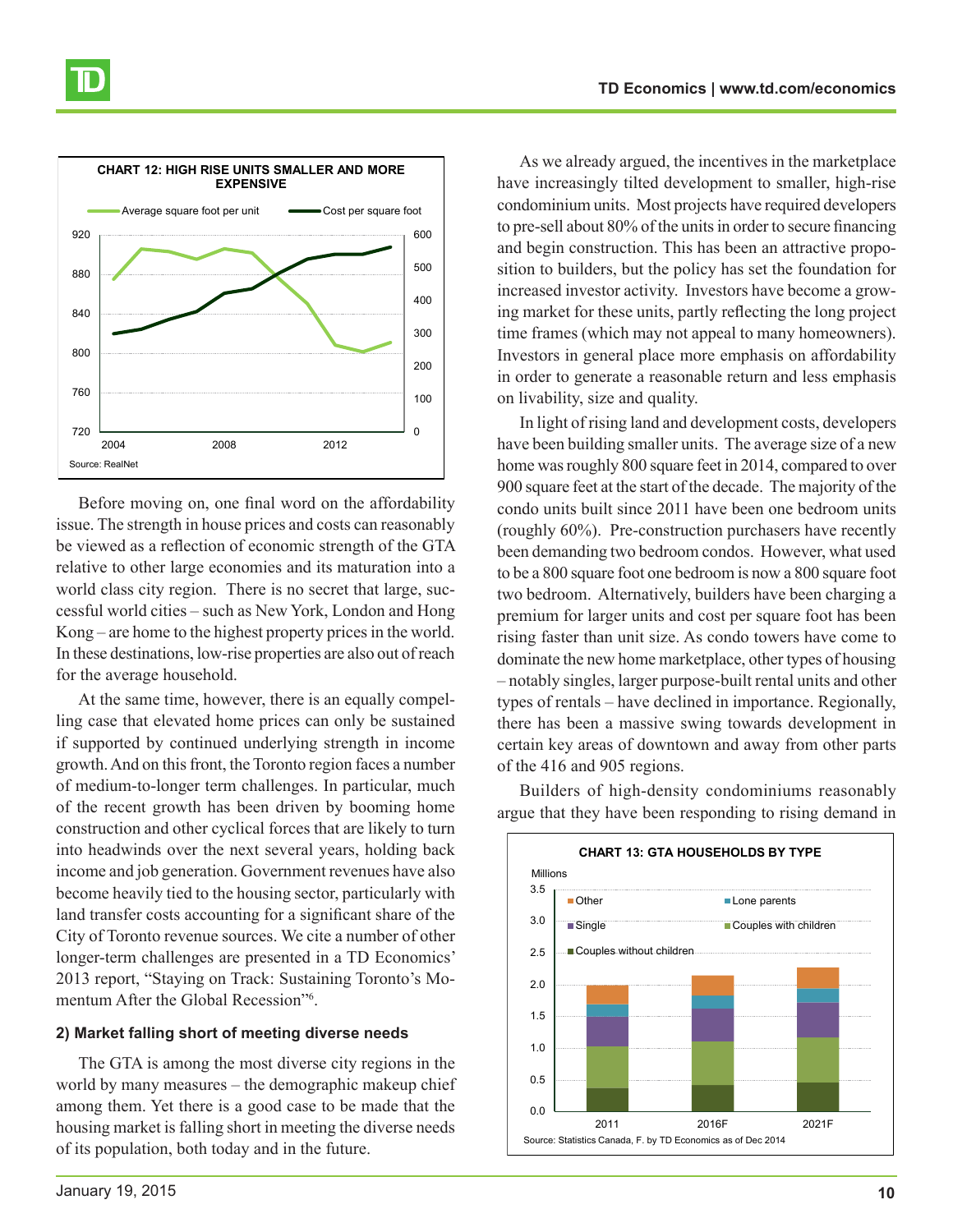**CHART 12: HIGH RISE UNITS SMALLER AND MORE EXPENSIVE**

Source: RealNet

Before moving on, one final word on the affordability issue. The strength in house prices and costs can reasonably be viewed as a reflection of economic strength of the GTA relative to other large economies and its maturation into a world class city region. There is no secret that large, successful world cities – such as New York, London and Hong Kong – are home to the highest property prices in the world. In these destinations, low-rise properties are also out of reach for the average household.

At the same time, however, there is an equally compelling case that elevated home prices can only be sustained if supported by continued underlying strength in income growth. And on this front, the Toronto region faces a number of medium-to-longer term challenges. In particular, much of the recent growth has been driven by booming home construction and other cyclical forces that are likely to turn into headwinds over the next several years, holding back income and job generation. Government revenues have also become heavily tied to the housing sector, particularly with land transfer costs accounting for a significant share of the City of Toronto revenue sources. We cite a number of other longer-term challenges are presented in a TD Economics' 2013 report, "Staying on Track: Sustaining Toronto's Momentum After the Global Recession"[6].

### 2) Market falling short of meeting diverse needs

The GTA is among the most diverse city regions in the world by many measures – the demographic makeup chief among them. Yet there is a good case to be made that the housing market is falling short in meeting the diverse needs of its population, both today and in the future.

As we already argued, the incentives in the marketplace have increasingly tilted development to smaller, high-rise condominium units. Most projects have required developers to pre-sell about 80% of the units in order to secure financing and begin construction. This has been an attractive proposition to builders, but the policy has set the foundation for increased investor activity. Investors have become a growing market for these units, partly reflecting the long project time frames (which may not appeal to many homeowners). Investors in general place more emphasis on affordability in order to generate a reasonable return and less emphasis on livability, size and quality.

In light of rising land and development costs, developers have been building smaller units. The average size of a new home was roughly 800 square feet in 2014, compared to over 900 square feet at the start of the decade. The majority of the condo units built since 2011 have been one bedroom units (roughly 60%). Pre-construction purchasers have recently been demanding two bedroom condos. However, what used to be a 800 square foot one bedroom is now a 800 square foot two bedroom. Alternatively, builders have been charging a premium for larger units and cost per square foot has been rising faster than unit size. As condo towers have come to dominate the new home marketplace, other types of housing – notably singles, larger purpose-built rental units and other types of rentals – have declined in importance. Regionally, there has been a massive swing towards development in certain key areas of downtown and away from other parts of the 416 and 905 regions.

Builders of high-density condominiums reasonably argue that they have been responding to rising demand in

**CHART 13: GTA HOUSEHOLDS BY TYPE**

Source: Statistics Canada, F. by TD Economics as of Dec 2014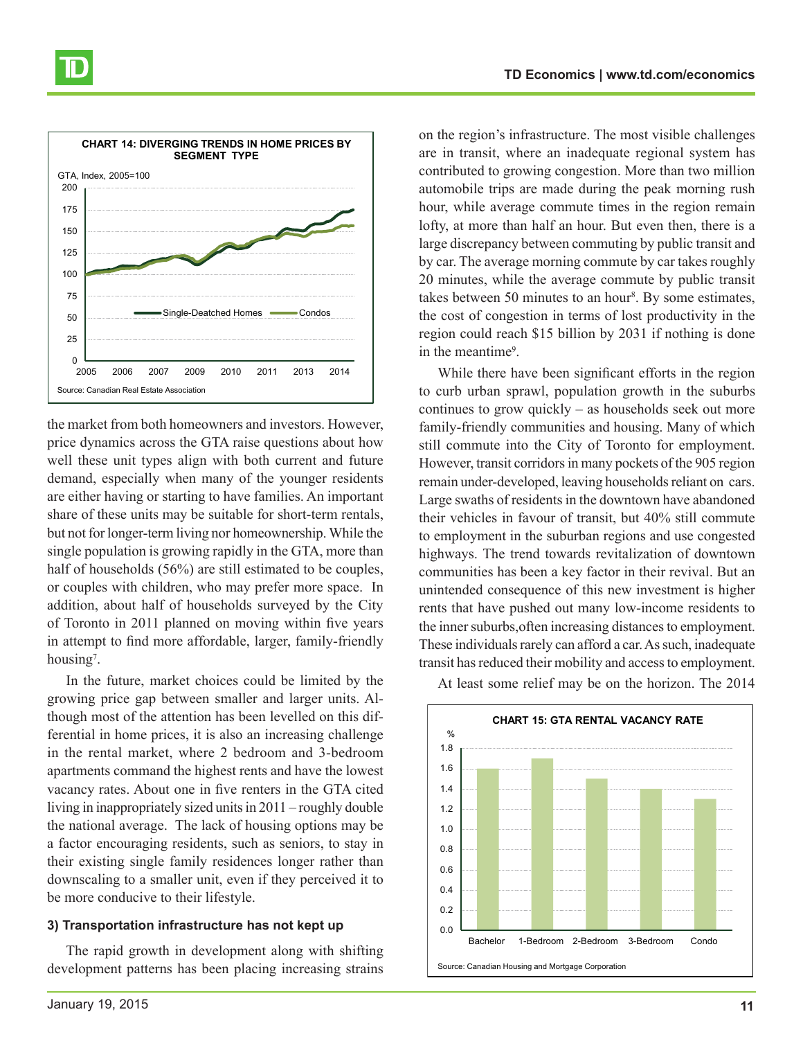**CHART 14: DIVERGING TRENDS IN HOME PRICES BY SEGMENT TYPE**

GTA, Index, 2005=100

Source: Canadian Real Estate Association

the market from both homeowners and investors. However, price dynamics across the GTA raise questions about how well these unit types align with both current and future demand, especially when many of the younger residents are either having or starting to have families. An important share of these units may be suitable for short-term rentals, but not for longer-term living nor homeownership. While the single population is growing rapidly in the GTA, more than half of households (56%) are still estimated to be couples, or couples with children, who may prefer more space. In addition, about half of households surveyed by the City of Toronto in 2011 planned on moving within five years in attempt to find more affordable, larger, family-friendly housing[7].

In the future, market choices could be limited by the growing price gap between smaller and larger units. Although most of the attention has been levelled on this differential in home prices, it is also an increasing challenge in the rental market, where 2 bedroom and 3-bedroom apartments command the highest rents and have the lowest vacancy rates. About one in five renters in the GTA cited living in inappropriately sized units in 2011 – roughly double the national average. The lack of housing options may be a factor encouraging residents, such as seniors, to stay in their existing single family residences longer rather than downscaling to a smaller unit, even if they perceived it to be more conducive to their lifestyle.

### 3) Transportation infrastructure has not kept up

The rapid growth in development along with shifting development patterns has been placing increasing strains on the region's infrastructure. The most visible challenges are in transit, where an inadequate regional system has contributed to growing congestion. More than two million automobile trips are made during the peak morning rush hour, while average commute times in the region remain lofty, at more than half an hour. But even then, there is a large discrepancy between commuting by public transit and by car. The average morning commute by car takes roughly 20 minutes, while the average commute by public transit takes between 50 minutes to an hour[8]. By some estimates, the cost of congestion in terms of lost productivity in the region could reach $15 billion by 2031 if nothing is done in the meantime[9].

While there have been significant efforts in the region to curb urban sprawl, population growth in the suburbs continues to grow quickly – as households seek out more family-friendly communities and housing. Many of which still commute into the City of Toronto for employment. However, transit corridors in many pockets of the 905 region remain under-developed, leaving households reliant on cars. Large swaths of residents in the downtown have abandoned their vehicles in favour of transit, but 40% still commute to employment in the suburban regions and use congested highways. The trend towards revitalization of downtown communities has been a key factor in their revival. But an unintended consequence of this new investment is higher rents that have pushed out many low-income residents to the inner suburbs,often increasing distances to employment. These individuals rarely can afford a car. As such, inadequate transit has reduced their mobility and access to employment.

At least some relief may be on the horizon. The 2014

**CHART 15: GTA RENTAL VACANCY RATE**

Source: Canadian Housing and Mortgage Corporation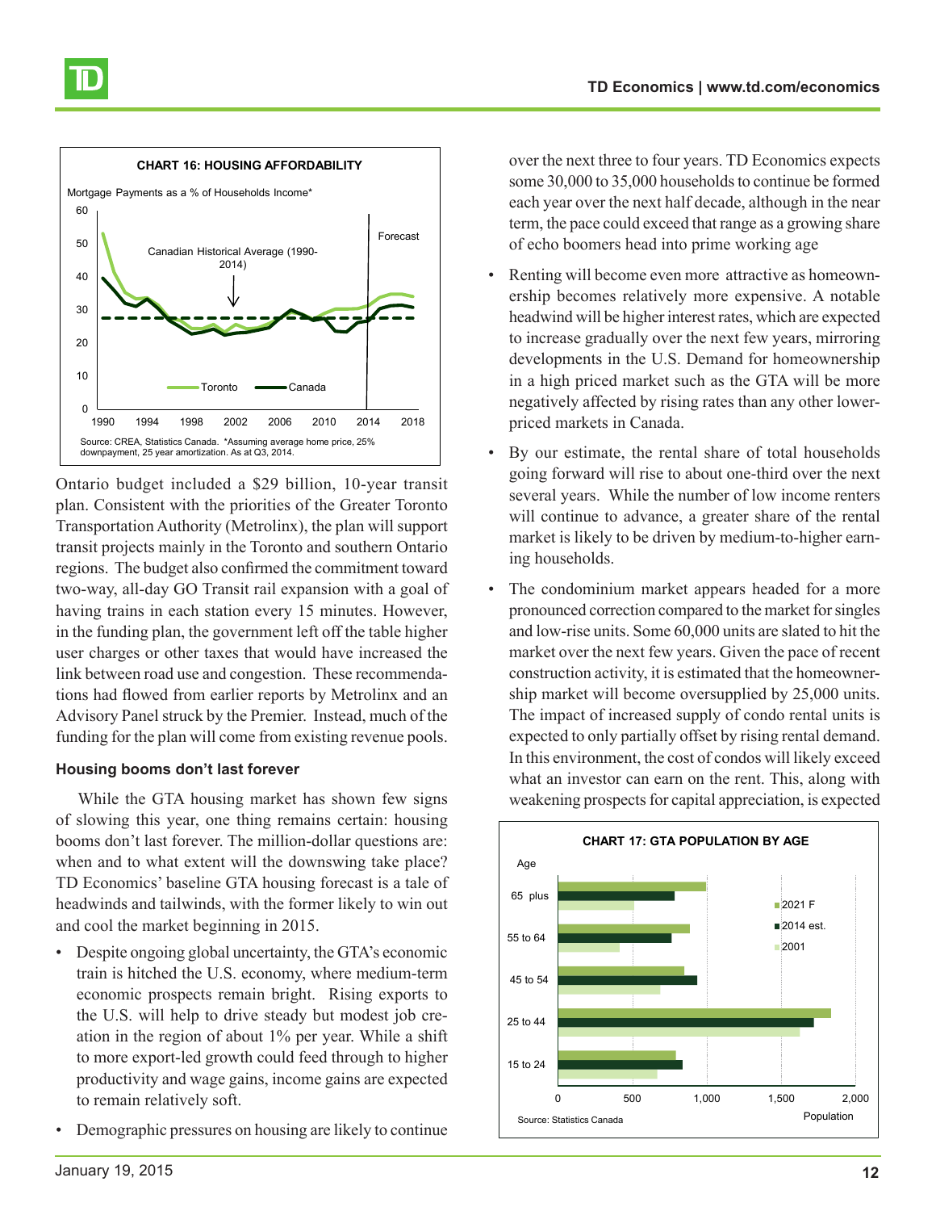**CHART 16: HOUSING AFFORDABILITY**

Mortgage Payments as a % of Households Income*

Source: CREA, Statistics Canada. *Assuming average home price, 25% downpayment, 25 year amortization. As at Q3, 2014.

Ontario budget included a $29 billion, 10-year transit plan. Consistent with the priorities of the Greater Toronto Transportation Authority (Metrolinx), the plan will support transit projects mainly in the Toronto and southern Ontario regions. The budget also confirmed the commitment toward two-way, all-day GO Transit rail expansion with a goal of having trains in each station every 15 minutes. However, in the funding plan, the government left off the table higher user charges or other taxes that would have increased the link between road use and congestion. These recommendations had flowed from earlier reports by Metrolinx and an Advisory Panel struck by the Premier. Instead, much of the funding for the plan will come from existing revenue pools.

### Housing booms don't last forever

While the GTA housing market has shown few signs of slowing this year, one thing remains certain: housing booms don't last forever. The million-dollar questions are: when and to what extent will the downswing take place? TD Economics' baseline GTA housing forecast is a tale of headwinds and tailwinds, with the former likely to win out and cool the market beginning in 2015.

- Despite ongoing global uncertainty, the GTA's economic train is hitched the U.S. economy, where medium-term economic prospects remain bright. Rising exports to the U.S. will help to drive steady but modest job creation in the region of about 1% per year. While a shift to more export-led growth could feed through to higher productivity and wage gains, income gains are expected to remain relatively soft.
- Demographic pressures on housing are likely to continue over the next three to four years. TD Economics expects some 30,000 to 35,000 households to continue be formed each year over the next half decade, although in the near term, the pace could exceed that range as a growing share of echo boomers head into prime working age
- Renting will become even more attractive as homeownership becomes relatively more expensive. A notable headwind will be higher interest rates, which are expected to increase gradually over the next few years, mirroring developments in the U.S. Demand for homeownership in a high priced market such as the GTA will be more negatively affected by rising rates than any other lower-priced markets in Canada.
- By our estimate, the rental share of total households going forward will rise to about one-third over the next several years. While the number of low income renters will continue to advance, a greater share of the rental market is likely to be driven by medium-to-higher earning households.
- The condominium market appears headed for a more pronounced correction compared to the market for singles and low-rise units. Some 60,000 units are slated to hit the market over the next few years. Given the pace of recent construction activity, it is estimated that the homeownership market will become oversupplied by 25,000 units. The impact of increased supply of condo rental units is expected to only partially offset by rising rental demand. In this environment, the cost of condos will likely exceed what an investor can earn on the rent. This, along with weakening prospects for capital appreciation, is expected

**CHART 17: GTA POPULATION BY AGE**

Source: Statistics Canada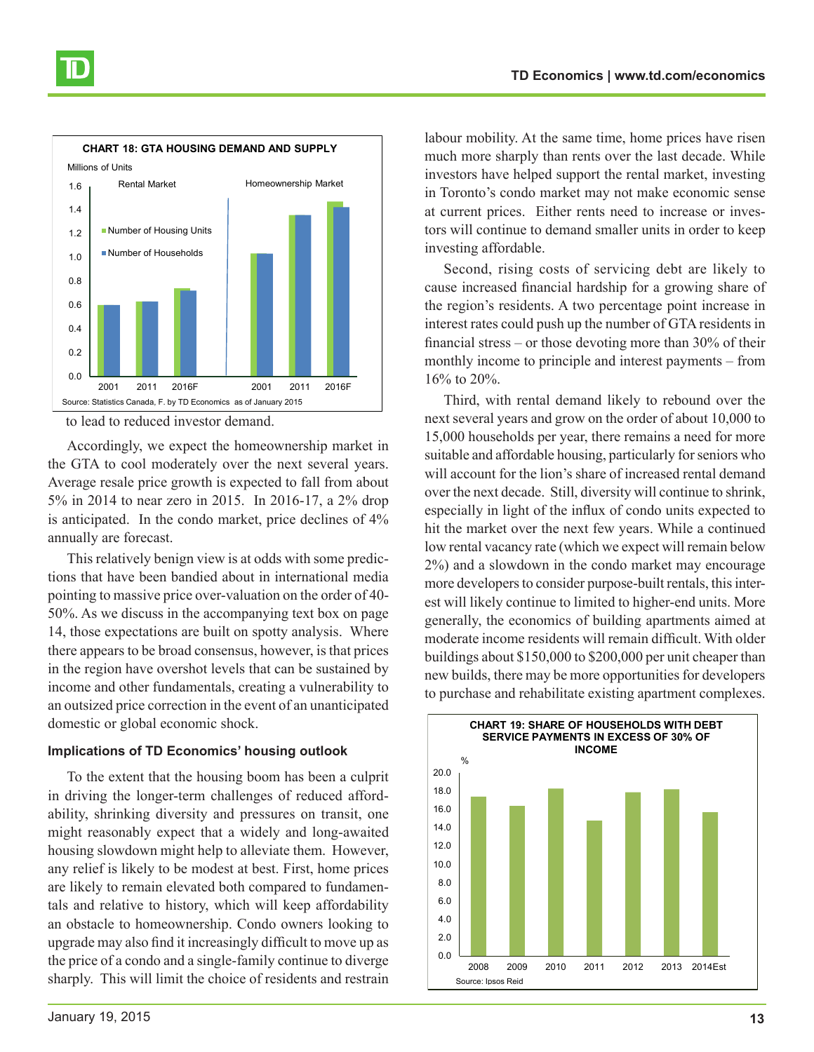**CHART 18: GTA HOUSING DEMAND AND SUPPLY**

Source: Statistics Canada, F. by TD Economics as of January 2015

to lead to reduced investor demand.

Accordingly, we expect the homeownership market in the GTA to cool moderately over the next several years. Average resale price growth is expected to fall from about 5% in 2014 to near zero in 2015. In 2016-17, a 2% drop is anticipated. In the condo market, price declines of 4% annually are forecast.

This relatively benign view is at odds with some predictions that have been bandied about in international media pointing to massive price over-valuation on the order of 40-50%. As we discuss in the accompanying text box on page 14, those expectations are built on spotty analysis. Where there appears to be broad consensus, however, is that prices in the region have overshot levels that can be sustained by income and other fundamentals, creating a vulnerability to an outsized price correction in the event of an unanticipated domestic or global economic shock.

### Implications of TD Economics' housing outlook

To the extent that the housing boom has been a culprit in driving the longer-term challenges of reduced affordability, shrinking diversity and pressures on transit, one might reasonably expect that a widely and long-awaited housing slowdown might help to alleviate them. However, any relief is likely to be modest at best. First, home prices are likely to remain elevated both compared to fundamentals and relative to history, which will keep affordability an obstacle to homeownership. Condo owners looking to upgrade may also find it increasingly difficult to move up as the price of a condo and a single-family continue to diverge sharply. This will limit the choice of residents and restrain labour mobility. At the same time, home prices have risen much more sharply than rents over the last decade. While investors have helped support the rental market, investing in Toronto's condo market may not make economic sense at current prices. Either rents need to increase or investors will continue to demand smaller units in order to keep investing affordable.

Second, rising costs of servicing debt are likely to cause increased financial hardship for a growing share of the region's residents. A two percentage point increase in interest rates could push up the number of GTA residents in financial stress – or those devoting more than 30% of their monthly income to principle and interest payments – from 16% to 20%.

Third, with rental demand likely to rebound over the next several years and grow on the order of about 10,000 to 15,000 households per year, there remains a need for more suitable and affordable housing, particularly for seniors who will account for the lion's share of increased rental demand over the next decade. Still, diversity will continue to shrink, especially in light of the influx of condo units expected to hit the market over the next few years. While a continued low rental vacancy rate (which we expect will remain below 2%) and a slowdown in the condo market may encourage more developers to consider purpose-built rentals, this interest will likely continue to limited to higher-end units. More generally, the economics of building apartments aimed at moderate income residents will remain difficult. With older buildings about $150,000 to $200,000 per unit cheaper than new builds, there may be more opportunities for developers to purchase and rehabilitate existing apartment complexes.

**CHART 19: SHARE OF HOUSEHOLDS WITH DEBT SERVICE PAYMENTS IN EXCESS OF 30% OF INCOME**

Source: Ipsos Reid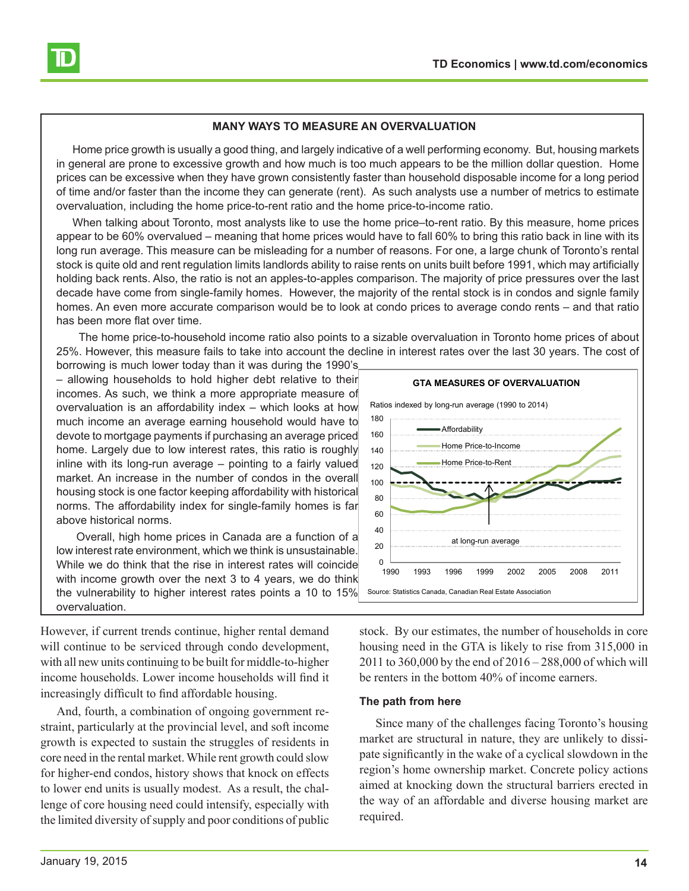## MANY WAYS TO MEASURE AN OVERVALUATION

Home price growth is usually a good thing, and largely indicative of a well performing economy. But, housing markets in general are prone to excessive growth and how much is too much appears to be the million dollar question. Home prices can be excessive when they have grown consistently faster than household disposable income for a long period of time and/or faster than the income they can generate (rent). As such analysts use a number of metrics to estimate overvaluation, including the home price-to-rent ratio and the home price-to-income ratio.

When talking about Toronto, most analysts like to use the home price–to-rent ratio. By this measure, home prices appear to be 60% overvalued – meaning that home prices would have to fall 60% to bring this ratio back in line with its long run average. This measure can be misleading for a number of reasons. For one, a large chunk of Toronto's rental stock is quite old and rent regulation limits landlords ability to raise rents on units built before 1991, which may artificially holding back rents. Also, the ratio is not an apples-to-apples comparison. The majority of price pressures over the last decade have come from single-family homes. However, the majority of the rental stock is in condos and signle family homes. An even more accurate comparison would be to look at condo prices to average condo rents – and that ratio has been more flat over time.

The home price-to-household income ratio also points to a sizable overvaluation in Toronto home prices of about 25%. However, this measure fails to take into account the decline in interest rates over the last 30 years. The cost of borrowing is much lower today than it was during the 1990's – allowing households to hold higher debt relative to their incomes. As such, we think a more appropriate measure of overvaluation is an affordability index – which looks at how much income an average earning household would have to devote to mortgage payments if purchasing an average priced home. Largely due to low interest rates, this ratio is roughly inline with its long-run average – pointing to a fairly valued market. An increase in the number of condos in the overall housing stock is one factor keeping affordability with historical norms. The affordability index for single-family homes is far above historical norms.

Overall, high home prices in Canada are a function of a low interest rate environment, which we think is unsustainable. While we do think that the rise in interest rates will coincide with income growth over the next 3 to 4 years, we do think the vulnerability to higher interest rates points a 10 to 15% overvaluation.

**GTA MEASURES OF OVERVALUATION**

Ratios indexed by long-run average (1990 to 2014)

Legend: Affordability; Home Price-to-Income; Home Price-to-Rent. Annotation: at long-run average

Source: Statistics Canada, Canadian Real Estate Association

However, if current trends continue, higher rental demand will continue to be serviced through condo development, with all new units continuing to be built for middle-to-higher income households. Lower income households will find it increasingly difficult to find affordable housing.

And, fourth, a combination of ongoing government restraint, particularly at the provincial level, and soft income growth is expected to sustain the struggles of residents in core need in the rental market. While rent growth could slow for higher-end condos, history shows that knock on effects to lower end units is usually modest. As a result, the challenge of core housing need could intensify, especially with the limited diversity of supply and poor conditions of public stock. By our estimates, the number of households in core housing need in the GTA is likely to rise from 315,000 in 2011 to 360,000 by the end of 2016 – 288,000 of which will be renters in the bottom 40% of income earners.

### The path from here

Since many of the challenges facing Toronto's housing market are structural in nature, they are unlikely to dissipate significantly in the wake of a cyclical slowdown in the region's home ownership market. Concrete policy actions aimed at knocking down the structural barriers erected in the way of an affordable and diverse housing market are required.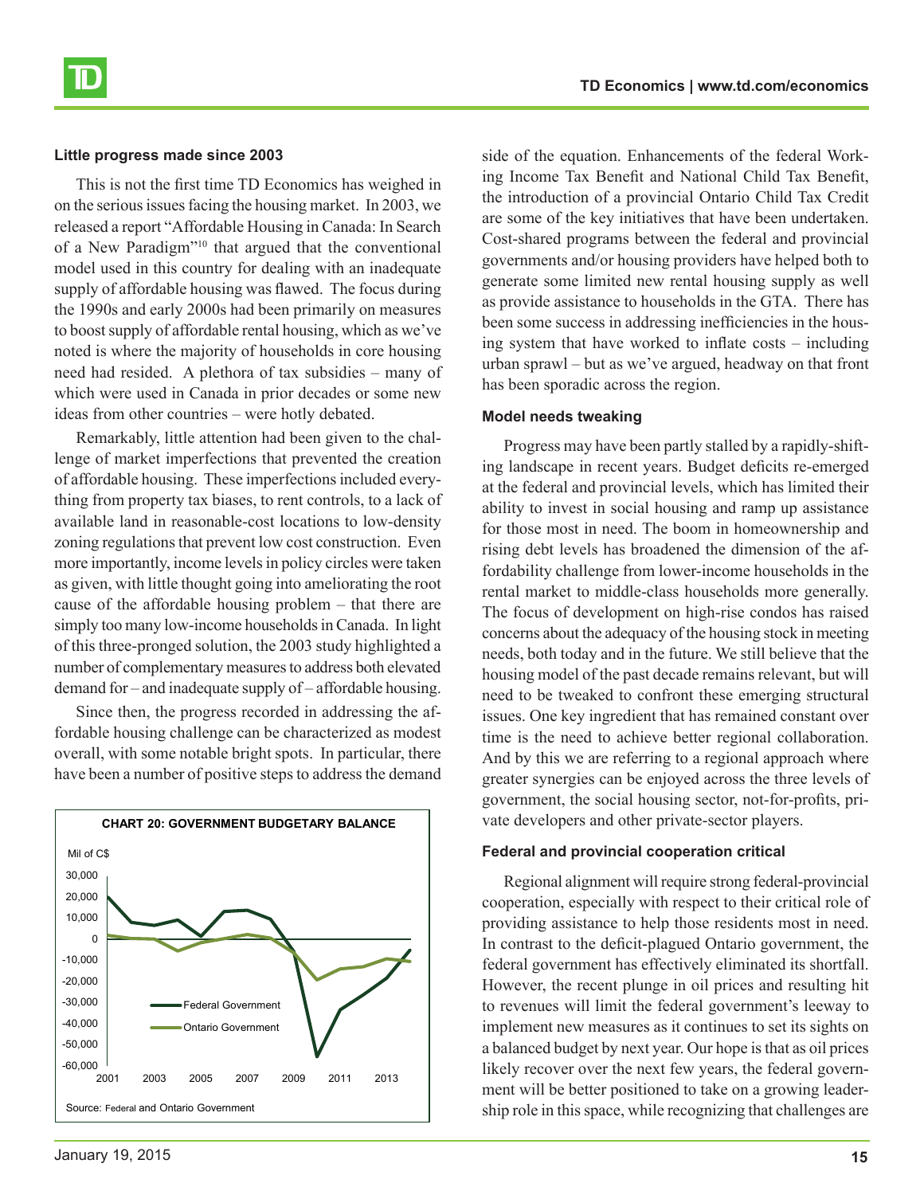### Little progress made since 2003

This is not the first time TD Economics has weighed in on the serious issues facing the housing market. In 2003, we released a report "Affordable Housing in Canada: In Search of a New Paradigm"[10] that argued that the conventional model used in this country for dealing with an inadequate supply of affordable housing was flawed. The focus during the 1990s and early 2000s had been primarily on measures to boost supply of affordable rental housing, which as we've noted is where the majority of households in core housing need had resided. A plethora of tax subsidies – many of which were used in Canada in prior decades or some new ideas from other countries – were hotly debated.

Remarkably, little attention had been given to the challenge of market imperfections that prevented the creation of affordable housing. These imperfections included everything from property tax biases, to rent controls, to a lack of available land in reasonable-cost locations to low-density zoning regulations that prevent low cost construction. Even more importantly, income levels in policy circles were taken as given, with little thought going into ameliorating the root cause of the affordable housing problem – that there are simply too many low-income households in Canada. In light of this three-pronged solution, the 2003 study highlighted a number of complementary measures to address both elevated demand for – and inadequate supply of – affordable housing.

Since then, the progress recorded in addressing the affordable housing challenge can be characterized as modest overall, with some notable bright spots. In particular, there have been a number of positive steps to address the demand side of the equation. Enhancements of the federal Working Income Tax Benefit and National Child Tax Benefit, the introduction of a provincial Ontario Child Tax Credit are some of the key initiatives that have been undertaken. Cost-shared programs between the federal and provincial governments and/or housing providers have helped both to generate some limited new rental housing supply as well as provide assistance to households in the GTA. There has been some success in addressing inefficiencies in the housing system that have worked to inflate costs – including urban sprawl – but as we've argued, headway on that front has been sporadic across the region.

**CHART 20: GOVERNMENT BUDGETARY BALANCE**

Source: Federal and Ontario Government

### Model needs tweaking

Progress may have been partly stalled by a rapidly-shifting landscape in recent years. Budget deficits re-emerged at the federal and provincial levels, which has limited their ability to invest in social housing and ramp up assistance for those most in need. The boom in homeownership and rising debt levels has broadened the dimension of the affordability challenge from lower-income households in the rental market to middle-class households more generally. The focus of development on high-rise condos has raised concerns about the adequacy of the housing stock in meeting needs, both today and in the future. We still believe that the housing model of the past decade remains relevant, but will need to be tweaked to confront these emerging structural issues. One key ingredient that has remained constant over time is the need to achieve better regional collaboration. And by this we are referring to a regional approach where greater synergies can be enjoyed across the three levels of government, the social housing sector, not-for-profits, private developers and other private-sector players.

### Federal and provincial cooperation critical

Regional alignment will require strong federal-provincial cooperation, especially with respect to their critical role of providing assistance to help those residents most in need. In contrast to the deficit-plagued Ontario government, the federal government has effectively eliminated its shortfall. However, the recent plunge in oil prices and resulting hit to revenues will limit the federal government's leeway to implement new measures as it continues to set its sights on a balanced budget by next year. Our hope is that as oil prices likely recover over the next few years, the federal government will be better positioned to take on a growing leadership role in this space, while recognizing that challenges are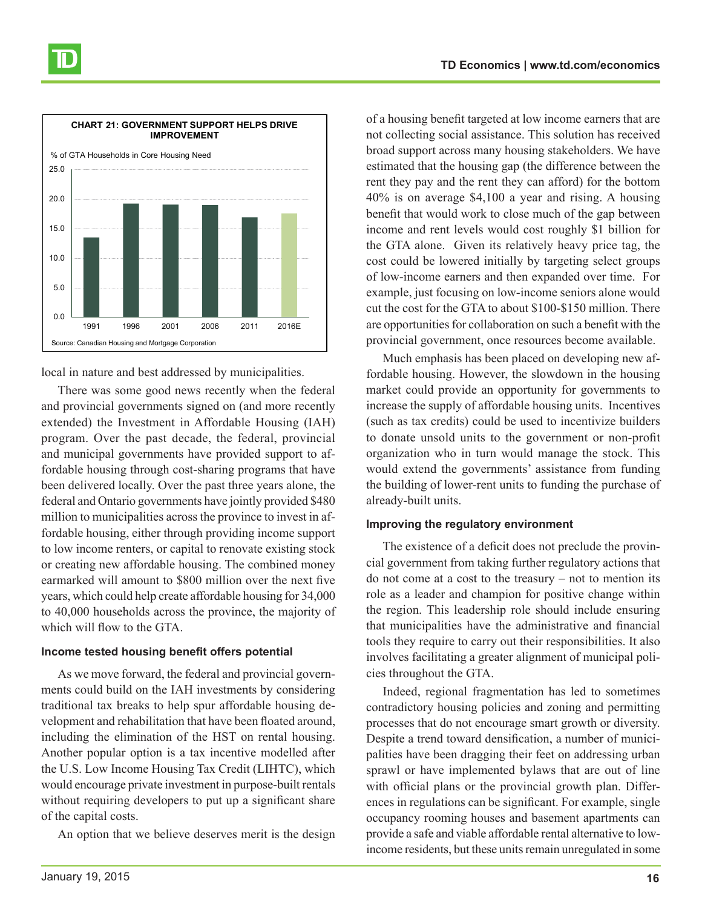**CHART 21: GOVERNMENT SUPPORT HELPS DRIVE IMPROVEMENT**

% of GTA Households in Core Housing Need

Source: Canadian Housing and Mortgage Corporation

local in nature and best addressed by municipalities.

There was some good news recently when the federal and provincial governments signed on (and more recently extended) the Investment in Affordable Housing (IAH) program. Over the past decade, the federal, provincial and municipal governments have provided support to affordable housing through cost-sharing programs that have been delivered locally. Over the past three years alone, the federal and Ontario governments have jointly provided $480 million to municipalities across the province to invest in affordable housing, either through providing income support to low income renters, or capital to renovate existing stock or creating new affordable housing. The combined money earmarked will amount to $800 million over the next five years, which could help create affordable housing for 34,000 to 40,000 households across the province, the majority of which will flow to the GTA.

#### Income tested housing benefit offers potential

As we move forward, the federal and provincial governments could build on the IAH investments by considering traditional tax breaks to help spur affordable housing development and rehabilitation that have been floated around, including the elimination of the HST on rental housing. Another popular option is a tax incentive modelled after the U.S. Low Income Housing Tax Credit (LIHTC), which would encourage private investment in purpose-built rentals without requiring developers to put up a significant share of the capital costs.

An option that we believe deserves merit is the design of a housing benefit targeted at low income earners that are not collecting social assistance. This solution has received broad support across many housing stakeholders. We have estimated that the housing gap (the difference between the rent they pay and the rent they can afford) for the bottom 40% is on average $4,100 a year and rising. A housing benefit that would work to close much of the gap between income and rent levels would cost roughly $1 billion for the GTA alone. Given its relatively heavy price tag, the cost could be lowered initially by targeting select groups of low-income earners and then expanded over time. For example, just focusing on low-income seniors alone would cut the cost for the GTA to about $100-$150 million. There are opportunities for collaboration on such a benefit with the provincial government, once resources become available.

Much emphasis has been placed on developing new affordable housing. However, the slowdown in the housing market could provide an opportunity for governments to increase the supply of affordable housing units. Incentives (such as tax credits) could be used to incentivize builders to donate unsold units to the government or non-profit organization who in turn would manage the stock. This would extend the governments' assistance from funding the building of lower-rent units to funding the purchase of already-built units.

#### Improving the regulatory environment

The existence of a deficit does not preclude the provincial government from taking further regulatory actions that do not come at a cost to the treasury – not to mention its role as a leader and champion for positive change within the region. This leadership role should include ensuring that municipalities have the administrative and financial tools they require to carry out their responsibilities. It also involves facilitating a greater alignment of municipal policies throughout the GTA.

Indeed, regional fragmentation has led to sometimes contradictory housing policies and zoning and permitting processes that do not encourage smart growth or diversity. Despite a trend toward densification, a number of municipalities have been dragging their feet on addressing urban sprawl or have implemented bylaws that are out of line with official plans or the provincial growth plan. Differences in regulations can be significant. For example, single occupancy rooming houses and basement apartments can provide a safe and viable affordable rental alternative to low-income residents, but these units remain unregulated in some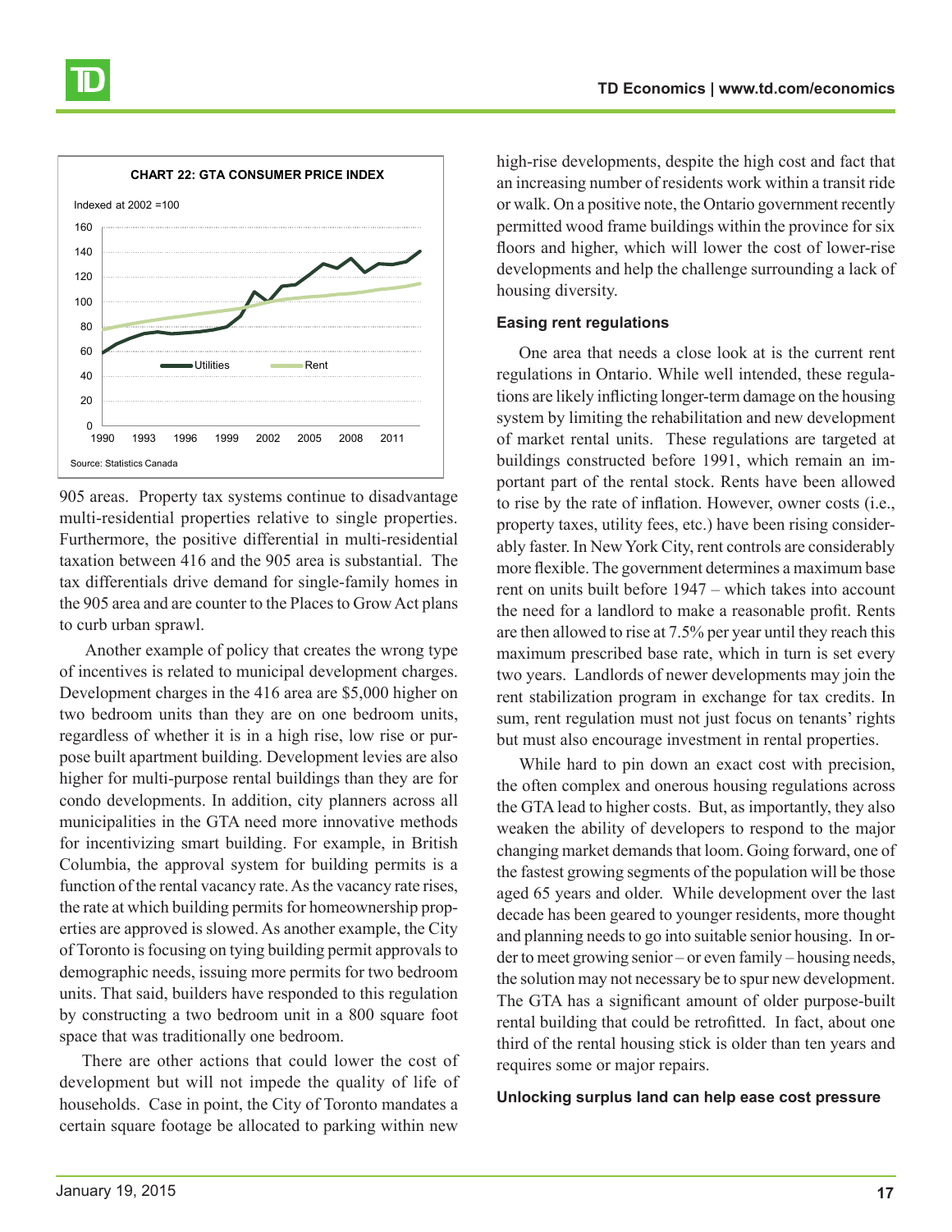**CHART 22: GTA CONSUMER PRICE INDEX**

Indexed at 2002 =100

Source: Statistics Canada

905 areas. Property tax systems continue to disadvantage multi-residential properties relative to single properties. Furthermore, the positive differential in multi-residential taxation between 416 and the 905 area is substantial. The tax differentials drive demand for single-family homes in the 905 area and are counter to the Places to Grow Act plans to curb urban sprawl.

Another example of policy that creates the wrong type of incentives is related to municipal development charges. Development charges in the 416 area are $5,000 higher on two bedroom units than they are on one bedroom units, regardless of whether it is in a high rise, low rise or purpose built apartment building. Development levies are also higher for multi-purpose rental buildings than they are for condo developments. In addition, city planners across all municipalities in the GTA need more innovative methods for incentivizing smart building. For example, in British Columbia, the approval system for building permits is a function of the rental vacancy rate. As the vacancy rate rises, the rate at which building permits for homeownership properties are approved is slowed. As another example, the City of Toronto is focusing on tying building permit approvals to demographic needs, issuing more permits for two bedroom units. That said, builders have responded to this regulation by constructing a two bedroom unit in a 800 square foot space that was traditionally one bedroom.

There are other actions that could lower the cost of development but will not impede the quality of life of households. Case in point, the City of Toronto mandates a certain square footage be allocated to parking within new high-rise developments, despite the high cost and fact that an increasing number of residents work within a transit ride or walk. On a positive note, the Ontario government recently permitted wood frame buildings within the province for six floors and higher, which will lower the cost of lower-rise developments and help the challenge surrounding a lack of housing diversity.

### Easing rent regulations

One area that needs a close look at is the current rent regulations in Ontario. While well intended, these regulations are likely inflicting longer-term damage on the housing system by limiting the rehabilitation and new development of market rental units. These regulations are targeted at buildings constructed before 1991, which remain an important part of the rental stock. Rents have been allowed to rise by the rate of inflation. However, owner costs (i.e., property taxes, utility fees, etc.) have been rising considerably faster. In New York City, rent controls are considerably more flexible. The government determines a maximum base rent on units built before 1947 – which takes into account the need for a landlord to make a reasonable profit. Rents are then allowed to rise at 7.5% per year until they reach this maximum prescribed base rate, which in turn is set every two years. Landlords of newer developments may join the rent stabilization program in exchange for tax credits. In sum, rent regulation must not just focus on tenants' rights but must also encourage investment in rental properties.

While hard to pin down an exact cost with precision, the often complex and onerous housing regulations across the GTA lead to higher costs. But, as importantly, they also weaken the ability of developers to respond to the major changing market demands that loom. Going forward, one of the fastest growing segments of the population will be those aged 65 years and older. While development over the last decade has been geared to younger residents, more thought and planning needs to go into suitable senior housing. In order to meet growing senior – or even family – housing needs, the solution may not necessary be to spur new development. The GTA has a significant amount of older purpose-built rental building that could be retrofitted. In fact, about one third of the rental housing stick is older than ten years and requires some or major repairs.

### Unlocking surplus land can help ease cost pressure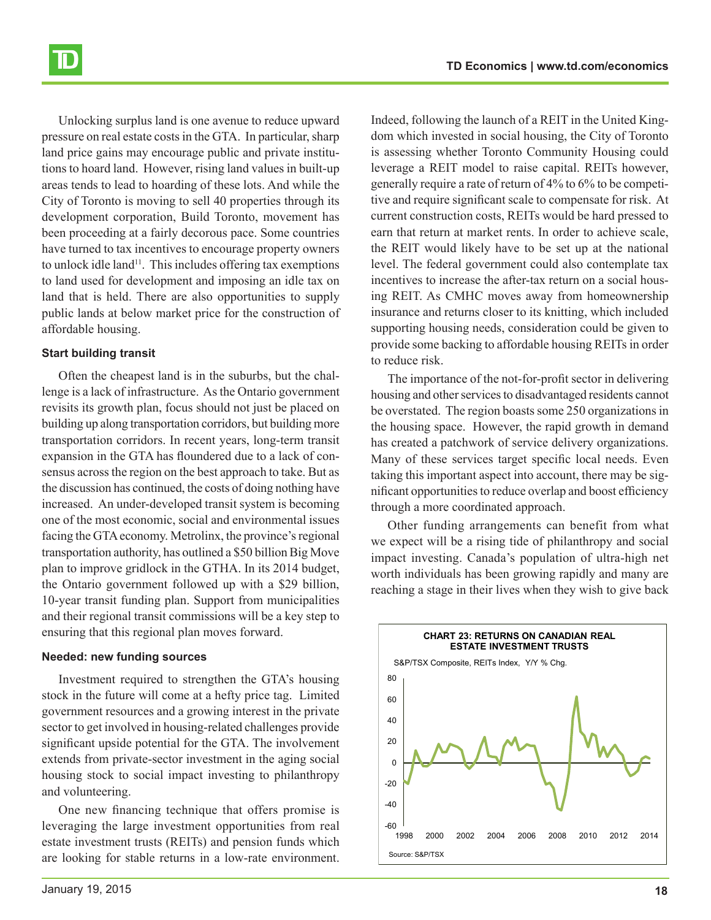Unlocking surplus land is one avenue to reduce upward pressure on real estate costs in the GTA. In particular, sharp land price gains may encourage public and private institutions to hoard land. However, rising land values in built-up areas tends to lead to hoarding of these lots. And while the City of Toronto is moving to sell 40 properties through its development corporation, Build Toronto, movement has been proceeding at a fairly decorous pace. Some countries have turned to tax incentives to encourage property owners to unlock idle land[11]. This includes offering tax exemptions to land used for development and imposing an idle tax on land that is held. There are also opportunities to supply public lands at below market price for the construction of affordable housing.

#### Start building transit

Often the cheapest land is in the suburbs, but the challenge is a lack of infrastructure. As the Ontario government revisits its growth plan, focus should not just be placed on building up along transportation corridors, but building more transportation corridors. In recent years, long-term transit expansion in the GTA has floundered due to a lack of consensus across the region on the best approach to take. But as the discussion has continued, the costs of doing nothing have increased. An under-developed transit system is becoming one of the most economic, social and environmental issues facing the GTA economy. Metrolinx, the province's regional transportation authority, has outlined a $50 billion Big Move plan to improve gridlock in the GTHA. In its 2014 budget, the Ontario government followed up with a $29 billion, 10-year transit funding plan. Support from municipalities and their regional transit commissions will be a key step to ensuring that this regional plan moves forward.

#### Needed: new funding sources

Investment required to strengthen the GTA's housing stock in the future will come at a hefty price tag. Limited government resources and a growing interest in the private sector to get involved in housing-related challenges provide significant upside potential for the GTA. The involvement extends from private-sector investment in the aging social housing stock to social impact investing to philanthropy and volunteering.

One new financing technique that offers promise is leveraging the large investment opportunities from real estate investment trusts (REITs) and pension funds which are looking for stable returns in a low-rate environment. Indeed, following the launch of a REIT in the United Kingdom which invested in social housing, the City of Toronto is assessing whether Toronto Community Housing could leverage a REIT model to raise capital. REITs however, generally require a rate of return of 4% to 6% to be competitive and require significant scale to compensate for risk. At current construction costs, REITs would be hard pressed to earn that return at market rents. In order to achieve scale, the REIT would likely have to be set up at the national level. The federal government could also contemplate tax incentives to increase the after-tax return on a social housing REIT. As CMHC moves away from homeownership insurance and returns closer to its knitting, which included supporting housing needs, consideration could be given to provide some backing to affordable housing REITs in order to reduce risk.

The importance of the not-for-profit sector in delivering housing and other services to disadvantaged residents cannot be overstated. The region boasts some 250 organizations in the housing space. However, the rapid growth in demand has created a patchwork of service delivery organizations. Many of these services target specific local needs. Even taking this important aspect into account, there may be significant opportunities to reduce overlap and boost efficiency through a more coordinated approach.

Other funding arrangements can benefit from what we expect will be a rising tide of philanthropy and social impact investing. Canada's population of ultra-high net worth individuals has been growing rapidly and many are reaching a stage in their lives when they wish to give back

**CHART 23: RETURNS ON CANADIAN REAL ESTATE INVESTMENT TRUSTS**

S&P/TSX Composite, REITs Index, Y/Y % Chg.

Source: S&P/TSX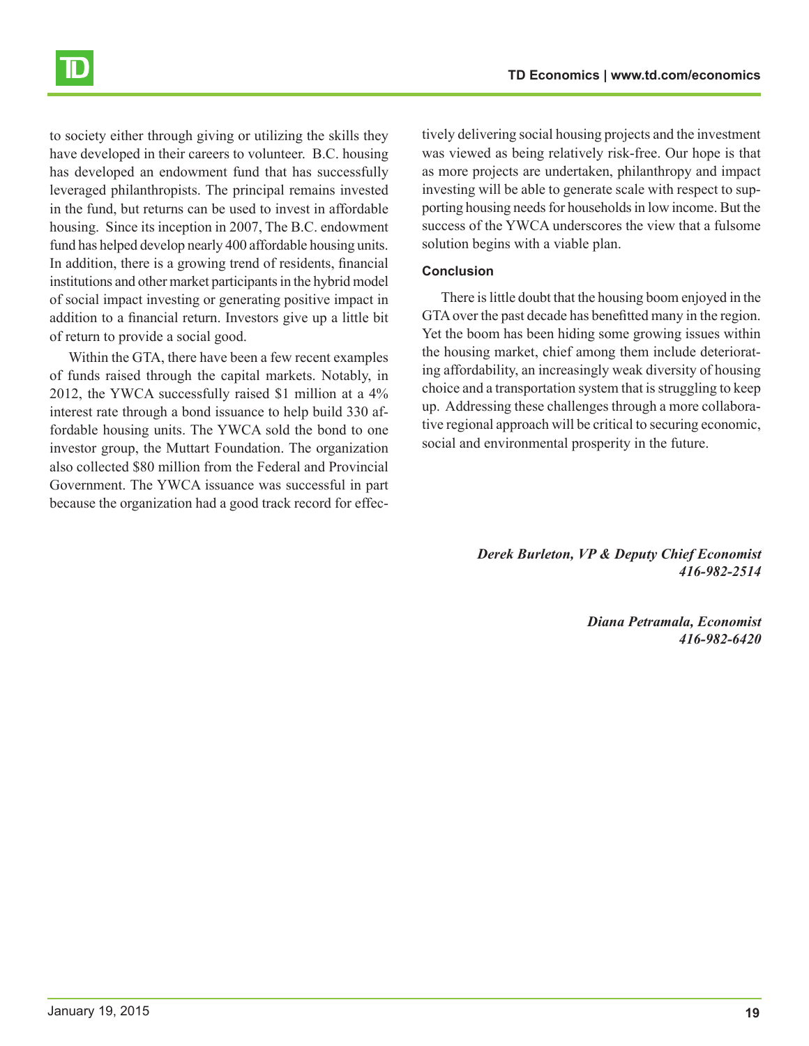to society either through giving or utilizing the skills they have developed in their careers to volunteer. B.C. housing has developed an endowment fund that has successfully leveraged philanthropists. The principal remains invested in the fund, but returns can be used to invest in affordable housing. Since its inception in 2007, The B.C. endowment fund has helped develop nearly 400 affordable housing units. In addition, there is a growing trend of residents, financial institutions and other market participants in the hybrid model of social impact investing or generating positive impact in addition to a financial return. Investors give up a little bit of return to provide a social good.

Within the GTA, there have been a few recent examples of funds raised through the capital markets. Notably, in 2012, the YWCA successfully raised $1 million at a 4% interest rate through a bond issuance to help build 330 affordable housing units. The YWCA sold the bond to one investor group, the Muttart Foundation. The organization also collected $80 million from the Federal and Provincial Government. The YWCA issuance was successful in part because the organization had a good track record for effectively delivering social housing projects and the investment was viewed as being relatively risk-free. Our hope is that as more projects are undertaken, philanthropy and impact investing will be able to generate scale with respect to supporting housing needs for households in low income. But the success of the YWCA underscores the view that a fulsome solution begins with a viable plan.

### Conclusion

There is little doubt that the housing boom enjoyed in the GTA over the past decade has benefitted many in the region. Yet the boom has been hiding some growing issues within the housing market, chief among them include deteriorating affordability, an increasingly weak diversity of housing choice and a transportation system that is struggling to keep up. Addressing these challenges through a more collaborative regional approach will be critical to securing economic, social and environmental prosperity in the future.

***Derek Burleton, VP & Deputy Chief Economist***
***416-982-2514***

***Diana Petramala, Economist***
***416-982-6420***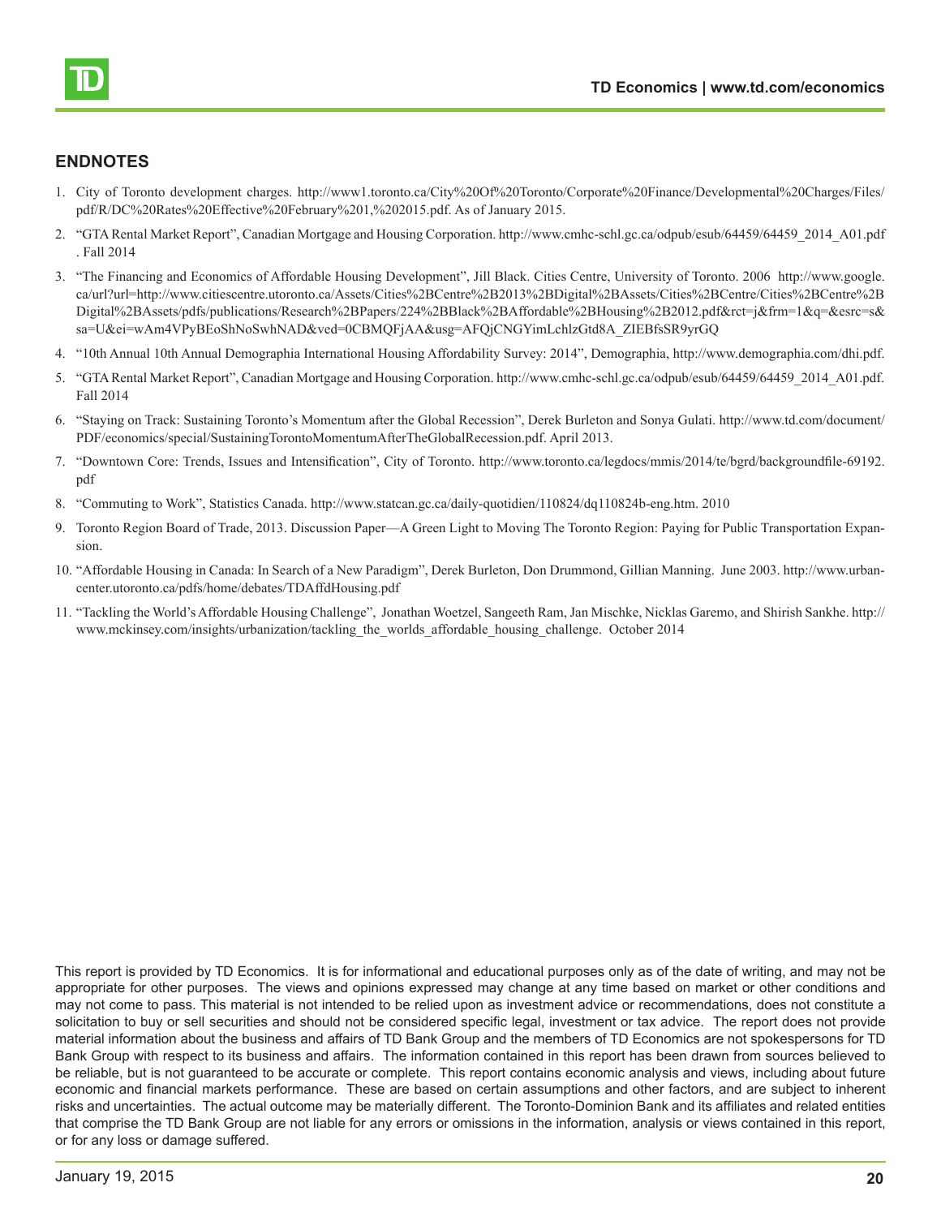## ENDNOTES

1. City of Toronto development charges. http://www1.toronto.ca/City%20Of%20Toronto/Corporate%20Finance/Developmental%20Charges/Files/pdf/R/DC%20Rates%20Effective%20February%201,%202015.pdf. As of January 2015.
2. "GTA Rental Market Report", Canadian Mortgage and Housing Corporation. http://www.cmhc-schl.gc.ca/odpub/esub/64459/64459_2014_A01.pdf . Fall 2014
3. "The Financing and Economics of Affordable Housing Development", Jill Black. Cities Centre, University of Toronto. 2006 http://www.google.ca/url?url=http://www.citiescentre.utoronto.ca/Assets/Cities%2BCentre%2B2013%2BDigital%2BAssets/Cities%2BCentre/Cities%2BCentre%2BDigital%2BAssets/pdfs/publications/Research%2BPapers/224%2BBlack%2BAffordable%2BHousing%2B2012.pdf&rct=j&frm=1&q=&esrc=s&sa=U&ei=wAm4VPyBEoShNoSwhNAD&ved=0CBMQFjAA&usg=AFQjCNGYimLchlzGtd8A_ZIEBfsSR9yrGQ
4. "10th Annual 10th Annual Demographia International Housing Affordability Survey: 2014", Demographia, http://www.demographia.com/dhi.pdf.
5. "GTA Rental Market Report", Canadian Mortgage and Housing Corporation. http://www.cmhc-schl.gc.ca/odpub/esub/64459/64459_2014_A01.pdf. Fall 2014
6. "Staying on Track: Sustaining Toronto's Momentum after the Global Recession", Derek Burleton and Sonya Gulati. http://www.td.com/document/PDF/economics/special/SustainingTorontoMomentumAfterTheGlobalRecession.pdf. April 2013.
7. "Downtown Core: Trends, Issues and Intensification", City of Toronto. http://www.toronto.ca/legdocs/mmis/2014/te/bgrd/backgroundfile-69192.pdf
8. "Commuting to Work", Statistics Canada. http://www.statcan.gc.ca/daily-quotidien/110824/dq110824b-eng.htm. 2010
9. Toronto Region Board of Trade, 2013. Discussion Paper—A Green Light to Moving The Toronto Region: Paying for Public Transportation Expansion.
10. "Affordable Housing in Canada: In Search of a New Paradigm", Derek Burleton, Don Drummond, Gillian Manning. June 2003. http://www.urban-center.utoronto.ca/pdfs/home/debates/TDAffdHousing.pdf
11. "Tackling the World's Affordable Housing Challenge", Jonathan Woetzel, Sangeeth Ram, Jan Mischke, Nicklas Garemo, and Shirish Sankhe. http://www.mckinsey.com/insights/urbanization/tackling_the_worlds_affordable_housing_challenge. October 2014

This report is provided by TD Economics. It is for informational and educational purposes only as of the date of writing, and may not be appropriate for other purposes. The views and opinions expressed may change at any time based on market or other conditions and may not come to pass. This material is not intended to be relied upon as investment advice or recommendations, does not constitute a solicitation to buy or sell securities and should not be considered specific legal, investment or tax advice. The report does not provide material information about the business and affairs of TD Bank Group and the members of TD Economics are not spokespersons for TD Bank Group with respect to its business and affairs. The information contained in this report has been drawn from sources believed to be reliable, but is not guaranteed to be accurate or complete. This report contains economic analysis and views, including about future economic and financial markets performance. These are based on certain assumptions and other factors, and are subject to inherent risks and uncertainties. The actual outcome may be materially different. The Toronto-Dominion Bank and its affiliates and related entities that comprise the TD Bank Group are not liable for any errors or omissions in the information, analysis or views contained in this report, or for any loss or damage suffered.